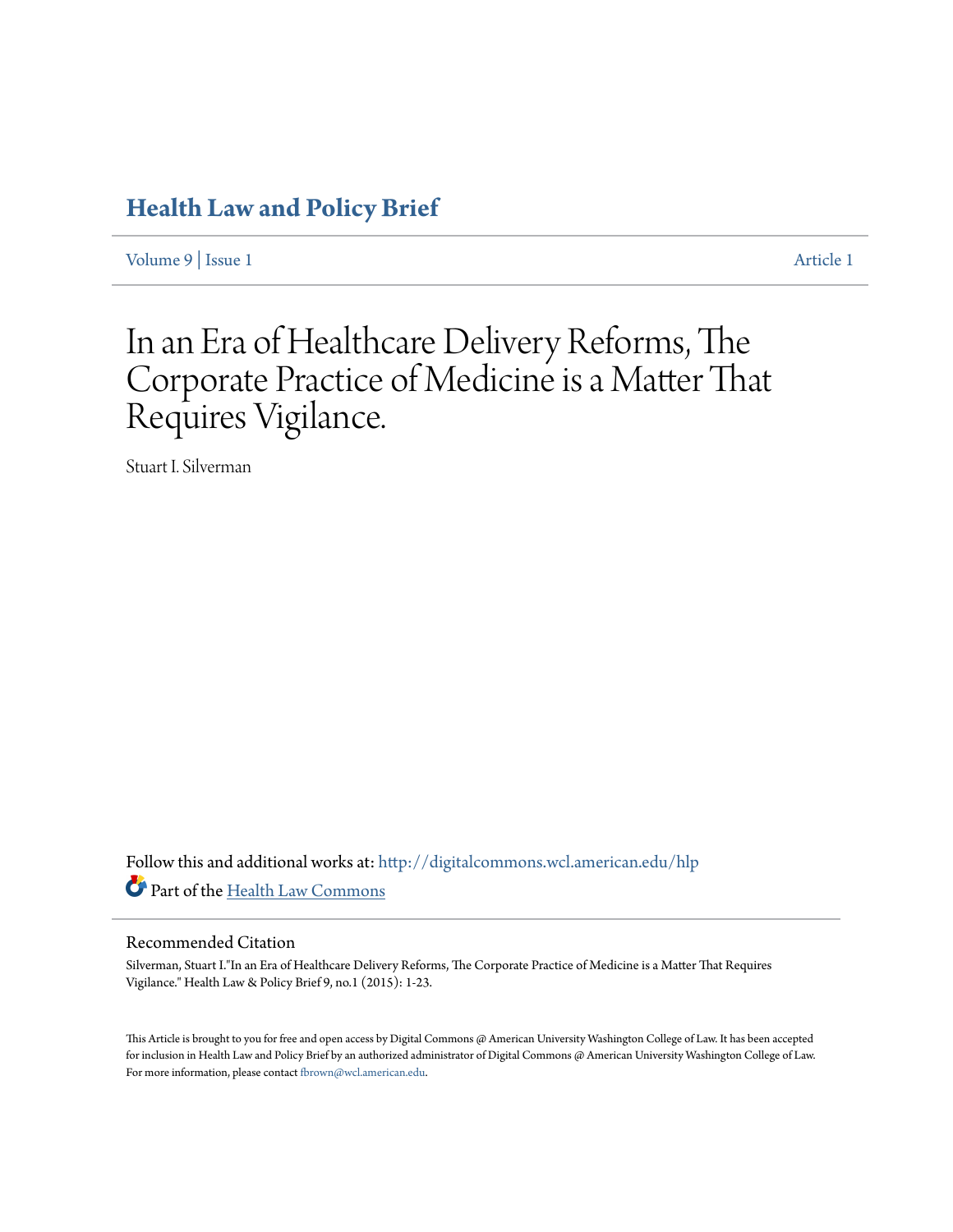# Health Law and Policy Brief

Volume 9 | Issue 1 Article 1

# In an Era of Healthcare Delivery Reforms, The Corporate Practice of Medicine is a Matter That Requires Vigilance.

Stuart I. Silverman

Follow this and additional works at: http://digitalcommons.wcl.american.edu/hlp

Part of the Health Law Commons

## Recommended Citation

Silverman, Stuart I."In an Era of Healthcare Delivery Reforms, The Corporate Practice of Medicine is a Matter That Requires Vigilance." Health Law & Policy Brief 9, no.1 (2015): 1-23.

This Article is brought to you for free and open access by Digital Commons @ American University Washington College of Law. It has been accepted for inclusion in Health Law and Policy Brief by an authorized administrator of Digital Commons @ American University Washington College of Law. For more information, please contact fbrown@wcl.american.edu.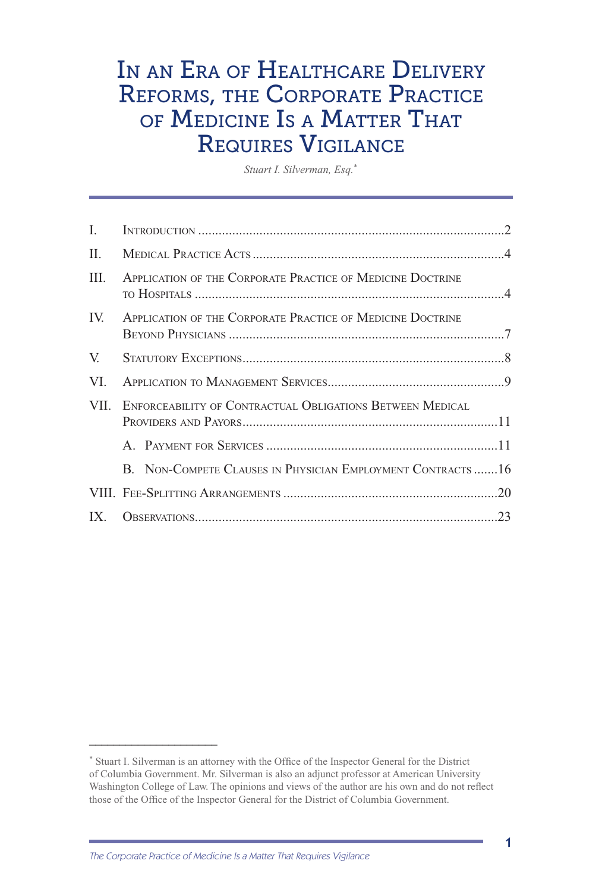# In an Era of Healthcare Delivery Reforms, the Corporate Practice of Medicine Is a Matter That Requires Vigilance

*Stuart I. Silverman, Esq.*[*]

| | | |
|---|---|---|
| I. | Introduction | 2 |
| II. | Medical Practice Acts | 4 |
| III. | Application of the Corporate Practice of Medicine Doctrine to Hospitals | 4 |
| IV. | Application of the Corporate Practice of Medicine Doctrine Beyond Physicians | 7 |
| V. | Statutory Exceptions | 8 |
| VI. | Application to Management Services | 9 |
| VII. | Enforceability of Contractual Obligations Between Medical Providers and Payors | 11 |
| | A. Payment for Services | 11 |
| | B. Non-Compete Clauses in Physician Employment Contracts | 16 |
| VIII. | Fee-Splitting Arrangements | 20 |
| IX. | Observations | 23 |

[*] Stuart I. Silverman is an attorney with the Office of the Inspector General for the District of Columbia Government. Mr. Silverman is also an adjunct professor at American University Washington College of Law. The opinions and views of the author are his own and do not reflect those of the Office of the Inspector General for the District of Columbia Government.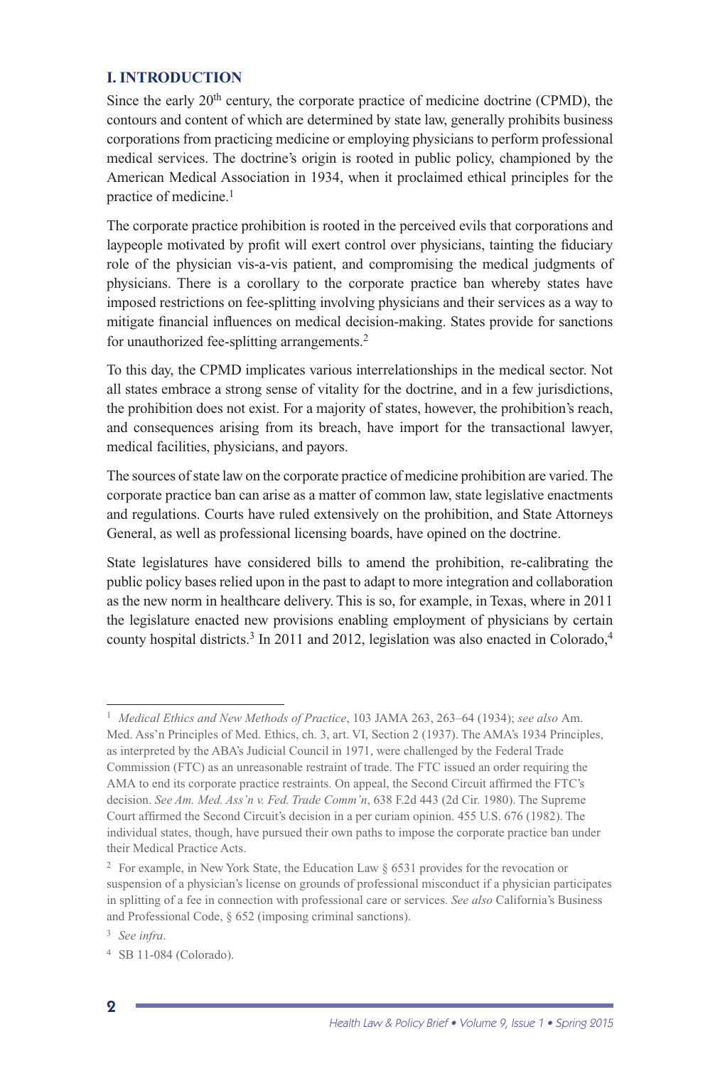## I. INTRODUCTION

Since the early 20th century, the corporate practice of medicine doctrine (CPMD), the contours and content of which are determined by state law, generally prohibits business corporations from practicing medicine or employing physicians to perform professional medical services. The doctrine's origin is rooted in public policy, championed by the American Medical Association in 1934, when it proclaimed ethical principles for the practice of medicine.[1]

The corporate practice prohibition is rooted in the perceived evils that corporations and laypeople motivated by profit will exert control over physicians, tainting the fiduciary role of the physician vis-a-vis patient, and compromising the medical judgments of physicians. There is a corollary to the corporate practice ban whereby states have imposed restrictions on fee-splitting involving physicians and their services as a way to mitigate financial influences on medical decision-making. States provide for sanctions for unauthorized fee-splitting arrangements.[2]

To this day, the CPMD implicates various interrelationships in the medical sector. Not all states embrace a strong sense of vitality for the doctrine, and in a few jurisdictions, the prohibition does not exist. For a majority of states, however, the prohibition's reach, and consequences arising from its breach, have import for the transactional lawyer, medical facilities, physicians, and payors.

The sources of state law on the corporate practice of medicine prohibition are varied. The corporate practice ban can arise as a matter of common law, state legislative enactments and regulations. Courts have ruled extensively on the prohibition, and State Attorneys General, as well as professional licensing boards, have opined on the doctrine.

State legislatures have considered bills to amend the prohibition, re-calibrating the public policy bases relied upon in the past to adapt to more integration and collaboration as the new norm in healthcare delivery. This is so, for example, in Texas, where in 2011 the legislature enacted new provisions enabling employment of physicians by certain county hospital districts.[3] In 2011 and 2012, legislation was also enacted in Colorado,[4]

---

[1] *Medical Ethics and New Methods of Practice*, 103 JAMA 263, 263–64 (1934); *see also* Am. Med. Ass'n Principles of Med. Ethics, ch. 3, art. VI, Section 2 (1937). The AMA's 1934 Principles, as interpreted by the ABA's Judicial Council in 1971, were challenged by the Federal Trade Commission (FTC) as an unreasonable restraint of trade. The FTC issued an order requiring the AMA to end its corporate practice restraints. On appeal, the Second Circuit affirmed the FTC's decision. *See Am. Med. Ass'n v. Fed. Trade Comm'n*, 638 F.2d 443 (2d Cir. 1980). The Supreme Court affirmed the Second Circuit's decision in a per curiam opinion. 455 U.S. 676 (1982). The individual states, though, have pursued their own paths to impose the corporate practice ban under their Medical Practice Acts.

[2] For example, in New York State, the Education Law § 6531 provides for the revocation or suspension of a physician's license on grounds of professional misconduct if a physician participates in splitting of a fee in connection with professional care or services. *See also* California's Business and Professional Code, § 652 (imposing criminal sanctions).

[3] *See infra*.

[4] SB 11-084 (Colorado).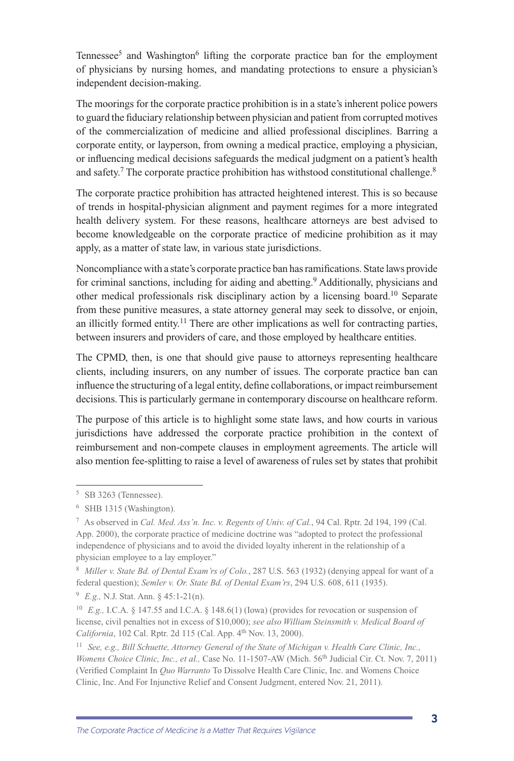Tennessee[5] and Washington[6] lifting the corporate practice ban for the employment of physicians by nursing homes, and mandating protections to ensure a physician's independent decision-making.

The moorings for the corporate practice prohibition is in a state's inherent police powers to guard the fiduciary relationship between physician and patient from corrupted motives of the commercialization of medicine and allied professional disciplines. Barring a corporate entity, or layperson, from owning a medical practice, employing a physician, or influencing medical decisions safeguards the medical judgment on a patient's health and safety.[7] The corporate practice prohibition has withstood constitutional challenge.[8]

The corporate practice prohibition has attracted heightened interest. This is so because of trends in hospital-physician alignment and payment regimes for a more integrated health delivery system. For these reasons, healthcare attorneys are best advised to become knowledgeable on the corporate practice of medicine prohibition as it may apply, as a matter of state law, in various state jurisdictions.

Noncompliance with a state's corporate practice ban has ramifications. State laws provide for criminal sanctions, including for aiding and abetting.[9] Additionally, physicians and other medical professionals risk disciplinary action by a licensing board.[10] Separate from these punitive measures, a state attorney general may seek to dissolve, or enjoin, an illicitly formed entity.[11] There are other implications as well for contracting parties, between insurers and providers of care, and those employed by healthcare entities.

The CPMD, then, is one that should give pause to attorneys representing healthcare clients, including insurers, on any number of issues. The corporate practice ban can influence the structuring of a legal entity, define collaborations, or impact reimbursement decisions. This is particularly germane in contemporary discourse on healthcare reform.

The purpose of this article is to highlight some state laws, and how courts in various jurisdictions have addressed the corporate practice prohibition in the context of reimbursement and non-compete clauses in employment agreements. The article will also mention fee-splitting to raise a level of awareness of rules set by states that prohibit

---

[5] SB 3263 (Tennessee).

[6] SHB 1315 (Washington).

[7] As observed in *Cal. Med. Ass'n. Inc. v. Regents of Univ. of Cal.*, 94 Cal. Rptr. 2d 194, 199 (Cal. App. 2000), the corporate practice of medicine doctrine was "adopted to protect the professional independence of physicians and to avoid the divided loyalty inherent in the relationship of a physician employee to a lay employer."

[8] *Miller v. State Bd. of Dental Exam'rs of Colo.*, 287 U.S. 563 (1932) (denying appeal for want of a federal question); *Semler v. Or. State Bd. of Dental Exam'rs*, 294 U.S. 608, 611 (1935).

[9] *E.g.,* N.J. Stat. Ann. § 45:1-21(n).

[10] *E.g.,* I.C.A. § 147.55 and I.C.A. § 148.6(1) (Iowa) (provides for revocation or suspension of license, civil penalties not in excess of $10,000); *see also William Steinsmith v. Medical Board of California*, 102 Cal. Rptr. 2d 115 (Cal. App. 4th Nov. 13, 2000).

[11] *See, e.g., Bill Schuette, Attorney General of the State of Michigan v. Health Care Clinic, Inc., Womens Choice Clinic, Inc., et al.,* Case No. 11-1507-AW (Mich. 56th Judicial Cir. Ct. Nov. 7, 2011) (Verified Complaint In *Quo Warranto* To Dissolve Health Care Clinic, Inc. and Womens Choice Clinic, Inc. And For Injunctive Relief and Consent Judgment, entered Nov. 21, 2011).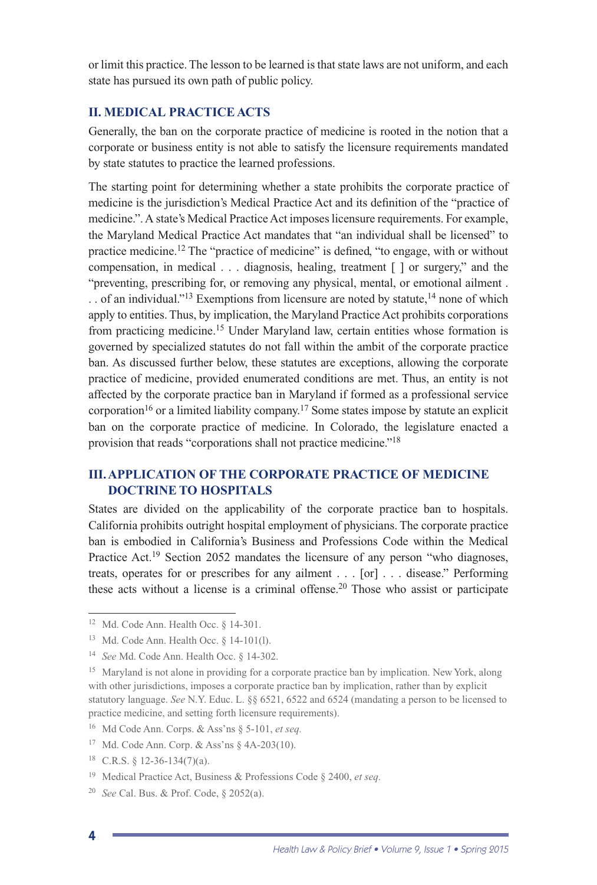or limit this practice. The lesson to be learned is that state laws are not uniform, and each state has pursued its own path of public policy.

## II. MEDICAL PRACTICE ACTS

Generally, the ban on the corporate practice of medicine is rooted in the notion that a corporate or business entity is not able to satisfy the licensure requirements mandated by state statutes to practice the learned professions.

The starting point for determining whether a state prohibits the corporate practice of medicine is the jurisdiction's Medical Practice Act and its definition of the "practice of medicine.". A state's Medical Practice Act imposes licensure requirements. For example, the Maryland Medical Practice Act mandates that "an individual shall be licensed" to practice medicine.[12] The "practice of medicine" is defined, "to engage, with or without compensation, in medical . . . diagnosis, healing, treatment [ ] or surgery," and the "preventing, prescribing for, or removing any physical, mental, or emotional ailment . . . of an individual."[13] Exemptions from licensure are noted by statute,[14] none of which apply to entities. Thus, by implication, the Maryland Practice Act prohibits corporations from practicing medicine.[15] Under Maryland law, certain entities whose formation is governed by specialized statutes do not fall within the ambit of the corporate practice ban. As discussed further below, these statutes are exceptions, allowing the corporate practice of medicine, provided enumerated conditions are met. Thus, an entity is not affected by the corporate practice ban in Maryland if formed as a professional service corporation[16] or a limited liability company.[17] Some states impose by statute an explicit ban on the corporate practice of medicine. In Colorado, the legislature enacted a provision that reads "corporations shall not practice medicine."[18]

## III. APPLICATION OF THE CORPORATE PRACTICE OF MEDICINE DOCTRINE TO HOSPITALS

States are divided on the applicability of the corporate practice ban to hospitals. California prohibits outright hospital employment of physicians. The corporate practice ban is embodied in California's Business and Professions Code within the Medical Practice Act.[19] Section 2052 mandates the licensure of any person "who diagnoses, treats, operates for or prescribes for any ailment . . . [or] . . . disease." Performing these acts without a license is a criminal offense.[20] Those who assist or participate

---

[12] Md. Code Ann. Health Occ. § 14-301.

[13] Md. Code Ann. Health Occ. § 14-101(l).

[14] *See* Md. Code Ann. Health Occ. § 14-302.

[15] Maryland is not alone in providing for a corporate practice ban by implication. New York, along with other jurisdictions, imposes a corporate practice ban by implication, rather than by explicit statutory language. *See* N.Y. Educ. L. §§ 6521, 6522 and 6524 (mandating a person to be licensed to practice medicine, and setting forth licensure requirements).

[16] Md Code Ann. Corps. & Ass'ns § 5-101, *et seq.*

[17] Md. Code Ann. Corp. & Ass'ns § 4A-203(10).

[18] C.R.S. § 12-36-134(7)(a).

[19] Medical Practice Act, Business & Professions Code § 2400, *et seq.*

[20] *See* Cal. Bus. & Prof. Code, § 2052(a).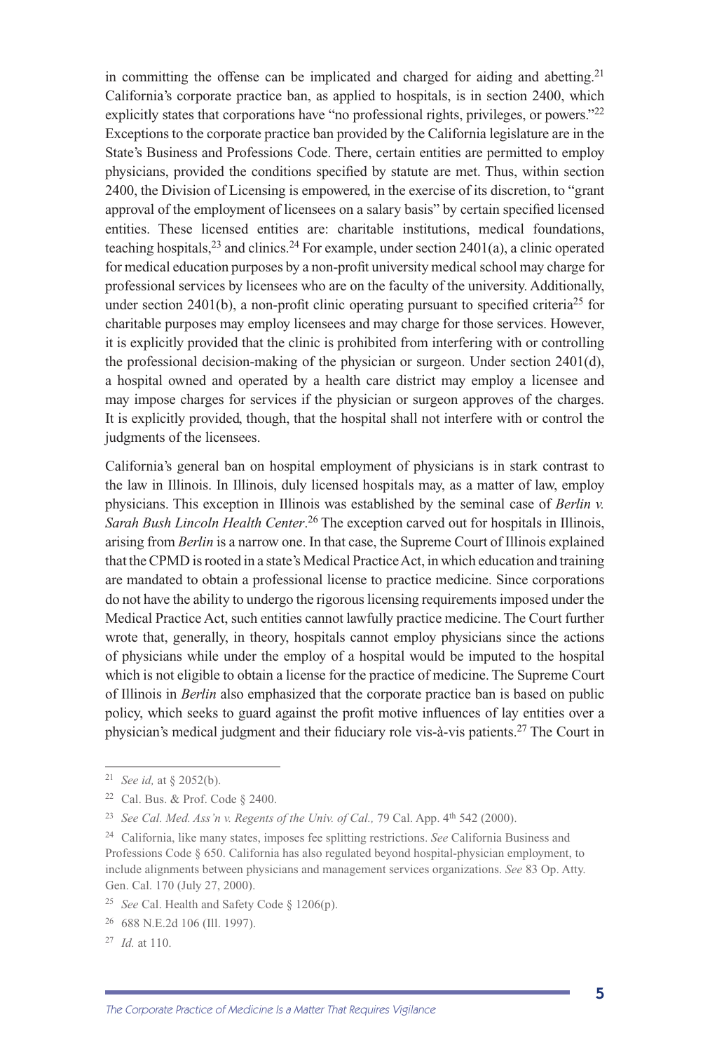in committing the offense can be implicated and charged for aiding and abetting.[21] California's corporate practice ban, as applied to hospitals, is in section 2400, which explicitly states that corporations have "no professional rights, privileges, or powers."[22] Exceptions to the corporate practice ban provided by the California legislature are in the State's Business and Professions Code. There, certain entities are permitted to employ physicians, provided the conditions specified by statute are met. Thus, within section 2400, the Division of Licensing is empowered, in the exercise of its discretion, to "grant approval of the employment of licensees on a salary basis" by certain specified licensed entities. These licensed entities are: charitable institutions, medical foundations, teaching hospitals,[23] and clinics.[24] For example, under section 2401(a), a clinic operated for medical education purposes by a non-profit university medical school may charge for professional services by licensees who are on the faculty of the university. Additionally, under section 2401(b), a non-profit clinic operating pursuant to specified criteria[25] for charitable purposes may employ licensees and may charge for those services. However, it is explicitly provided that the clinic is prohibited from interfering with or controlling the professional decision-making of the physician or surgeon. Under section 2401(d), a hospital owned and operated by a health care district may employ a licensee and may impose charges for services if the physician or surgeon approves of the charges. It is explicitly provided, though, that the hospital shall not interfere with or control the judgments of the licensees.

California's general ban on hospital employment of physicians is in stark contrast to the law in Illinois. In Illinois, duly licensed hospitals may, as a matter of law, employ physicians. This exception in Illinois was established by the seminal case of *Berlin v. Sarah Bush Lincoln Health Center*.[26] The exception carved out for hospitals in Illinois, arising from *Berlin* is a narrow one. In that case, the Supreme Court of Illinois explained that the CPMD is rooted in a state's Medical Practice Act, in which education and training are mandated to obtain a professional license to practice medicine. Since corporations do not have the ability to undergo the rigorous licensing requirements imposed under the Medical Practice Act, such entities cannot lawfully practice medicine. The Court further wrote that, generally, in theory, hospitals cannot employ physicians since the actions of physicians while under the employ of a hospital would be imputed to the hospital which is not eligible to obtain a license for the practice of medicine. The Supreme Court of Illinois in *Berlin* also emphasized that the corporate practice ban is based on public policy, which seeks to guard against the profit motive influences of lay entities over a physician's medical judgment and their fiduciary role vis-à-vis patients.[27] The Court in

---

[21] *See id,* at § 2052(b).

[22] Cal. Bus. & Prof. Code § 2400.

[23] *See Cal. Med. Ass'n v. Regents of the Univ. of Cal.,* 79 Cal. App. 4th 542 (2000).

[24] California, like many states, imposes fee splitting restrictions. *See* California Business and Professions Code § 650. California has also regulated beyond hospital-physician employment, to include alignments between physicians and management services organizations. *See* 83 Op. Atty. Gen. Cal. 170 (July 27, 2000).

[25] *See* Cal. Health and Safety Code § 1206(p).

[26] 688 N.E.2d 106 (Ill. 1997).

[27] *Id.* at 110.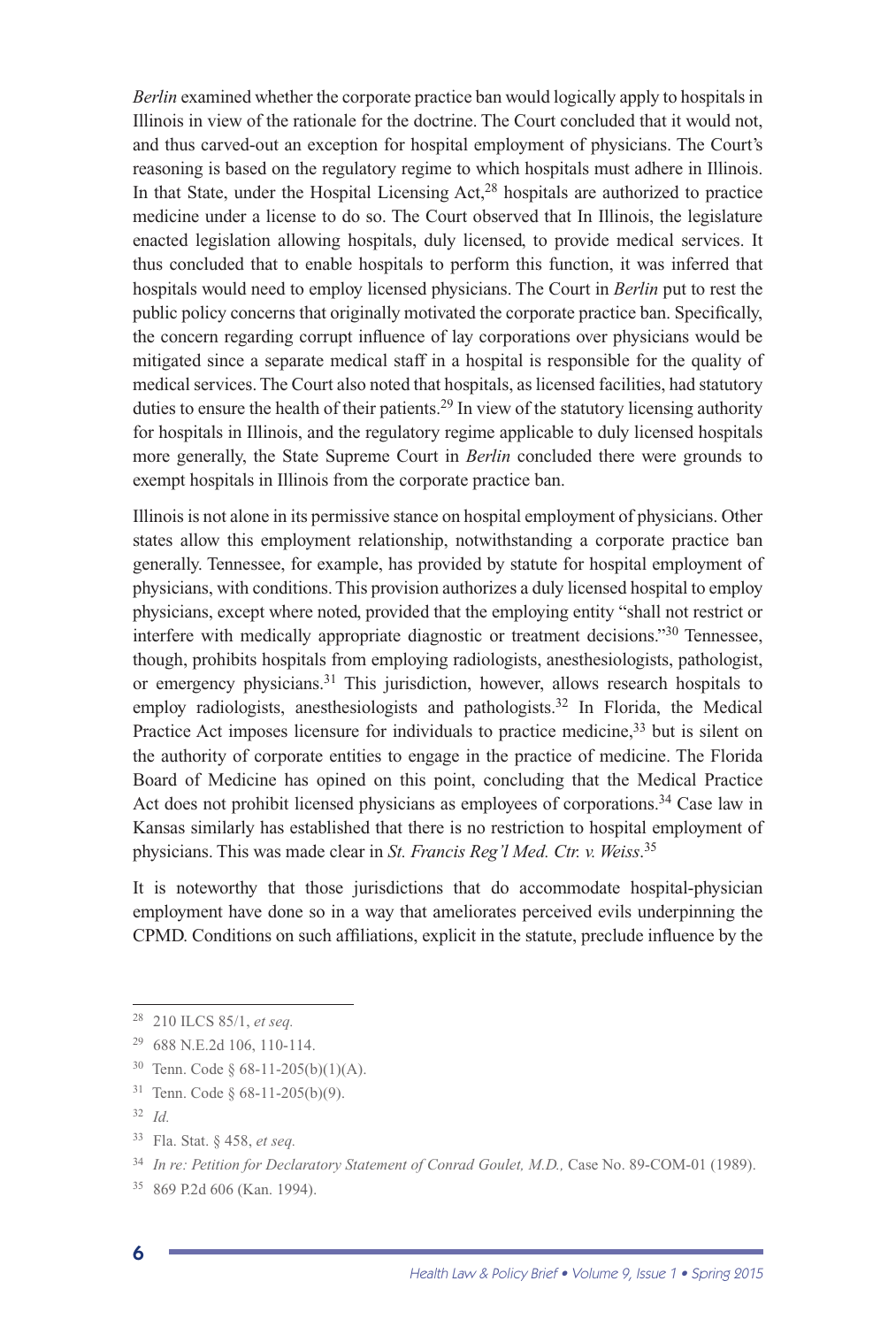*Berlin* examined whether the corporate practice ban would logically apply to hospitals in Illinois in view of the rationale for the doctrine. The Court concluded that it would not, and thus carved-out an exception for hospital employment of physicians. The Court's reasoning is based on the regulatory regime to which hospitals must adhere in Illinois. In that State, under the Hospital Licensing Act,[28] hospitals are authorized to practice medicine under a license to do so. The Court observed that In Illinois, the legislature enacted legislation allowing hospitals, duly licensed, to provide medical services. It thus concluded that to enable hospitals to perform this function, it was inferred that hospitals would need to employ licensed physicians. The Court in *Berlin* put to rest the public policy concerns that originally motivated the corporate practice ban. Specifically, the concern regarding corrupt influence of lay corporations over physicians would be mitigated since a separate medical staff in a hospital is responsible for the quality of medical services. The Court also noted that hospitals, as licensed facilities, had statutory duties to ensure the health of their patients.[29] In view of the statutory licensing authority for hospitals in Illinois, and the regulatory regime applicable to duly licensed hospitals more generally, the State Supreme Court in *Berlin* concluded there were grounds to exempt hospitals in Illinois from the corporate practice ban.

Illinois is not alone in its permissive stance on hospital employment of physicians. Other states allow this employment relationship, notwithstanding a corporate practice ban generally. Tennessee, for example, has provided by statute for hospital employment of physicians, with conditions. This provision authorizes a duly licensed hospital to employ physicians, except where noted, provided that the employing entity "shall not restrict or interfere with medically appropriate diagnostic or treatment decisions."[30] Tennessee, though, prohibits hospitals from employing radiologists, anesthesiologists, pathologist, or emergency physicians.[31] This jurisdiction, however, allows research hospitals to employ radiologists, anesthesiologists and pathologists.[32] In Florida, the Medical Practice Act imposes licensure for individuals to practice medicine,[33] but is silent on the authority of corporate entities to engage in the practice of medicine. The Florida Board of Medicine has opined on this point, concluding that the Medical Practice Act does not prohibit licensed physicians as employees of corporations.[34] Case law in Kansas similarly has established that there is no restriction to hospital employment of physicians. This was made clear in *St. Francis Reg'l Med. Ctr. v. Weiss*.[35]

It is noteworthy that those jurisdictions that do accommodate hospital-physician employment have done so in a way that ameliorates perceived evils underpinning the CPMD. Conditions on such affiliations, explicit in the statute, preclude influence by the

---

[28] 210 ILCS 85/1, *et seq.*

[29] 688 N.E.2d 106, 110-114.

[30] Tenn. Code § 68-11-205(b)(1)(A).

[31] Tenn. Code § 68-11-205(b)(9).

[32] *Id.*

[33] Fla. Stat. § 458, *et seq.*

[34] *In re: Petition for Declaratory Statement of Conrad Goulet, M.D.,* Case No. 89-COM-01 (1989).

[35] 869 P.2d 606 (Kan. 1994).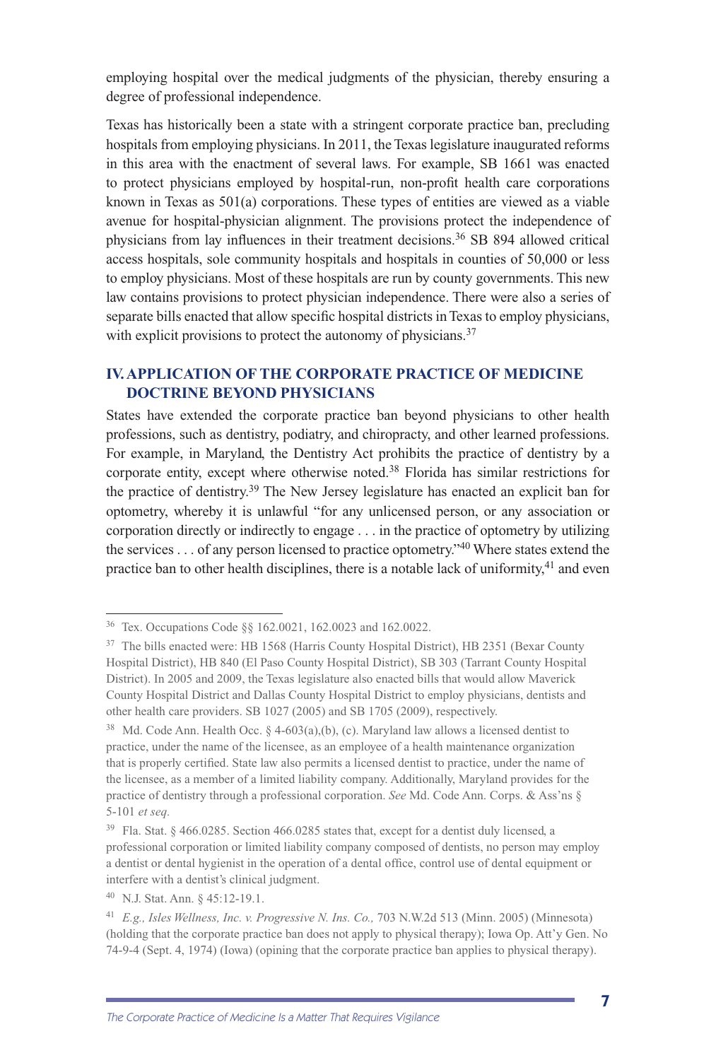employing hospital over the medical judgments of the physician, thereby ensuring a degree of professional independence.

Texas has historically been a state with a stringent corporate practice ban, precluding hospitals from employing physicians. In 2011, the Texas legislature inaugurated reforms in this area with the enactment of several laws. For example, SB 1661 was enacted to protect physicians employed by hospital-run, non-profit health care corporations known in Texas as 501(a) corporations. These types of entities are viewed as a viable avenue for hospital-physician alignment. The provisions protect the independence of physicians from lay influences in their treatment decisions.[36] SB 894 allowed critical access hospitals, sole community hospitals and hospitals in counties of 50,000 or less to employ physicians. Most of these hospitals are run by county governments. This new law contains provisions to protect physician independence. There were also a series of separate bills enacted that allow specific hospital districts in Texas to employ physicians, with explicit provisions to protect the autonomy of physicians.[37]

## IV. APPLICATION OF THE CORPORATE PRACTICE OF MEDICINE DOCTRINE BEYOND PHYSICIANS

States have extended the corporate practice ban beyond physicians to other health professions, such as dentistry, podiatry, and chiropracty, and other learned professions. For example, in Maryland, the Dentistry Act prohibits the practice of dentistry by a corporate entity, except where otherwise noted.[38] Florida has similar restrictions for the practice of dentistry.[39] The New Jersey legislature has enacted an explicit ban for optometry, whereby it is unlawful "for any unlicensed person, or any association or corporation directly or indirectly to engage . . . in the practice of optometry by utilizing the services . . . of any person licensed to practice optometry."[40] Where states extend the practice ban to other health disciplines, there is a notable lack of uniformity,[41] and even

---

[36] Tex. Occupations Code §§ 162.0021, 162.0023 and 162.0022.

[37] The bills enacted were: HB 1568 (Harris County Hospital District), HB 2351 (Bexar County Hospital District), HB 840 (El Paso County Hospital District), SB 303 (Tarrant County Hospital District). In 2005 and 2009, the Texas legislature also enacted bills that would allow Maverick County Hospital District and Dallas County Hospital District to employ physicians, dentists and other health care providers. SB 1027 (2005) and SB 1705 (2009), respectively.

[38] Md. Code Ann. Health Occ. § 4-603(a),(b), (c). Maryland law allows a licensed dentist to practice, under the name of the licensee, as an employee of a health maintenance organization that is properly certified. State law also permits a licensed dentist to practice, under the name of the licensee, as a member of a limited liability company. Additionally, Maryland provides for the practice of dentistry through a professional corporation. *See* Md. Code Ann. Corps. & Ass'ns § 5-101 *et seq.*

[39] Fla. Stat. § 466.0285. Section 466.0285 states that, except for a dentist duly licensed, a professional corporation or limited liability company composed of dentists, no person may employ a dentist or dental hygienist in the operation of a dental office, control use of dental equipment or interfere with a dentist's clinical judgment.

[40] N.J. Stat. Ann. § 45:12-19.1.

[41] *E.g., Isles Wellness, Inc. v. Progressive N. Ins. Co.,* 703 N.W.2d 513 (Minn. 2005) (Minnesota) (holding that the corporate practice ban does not apply to physical therapy); Iowa Op. Att'y Gen. No 74-9-4 (Sept. 4, 1974) (Iowa) (opining that the corporate practice ban applies to physical therapy).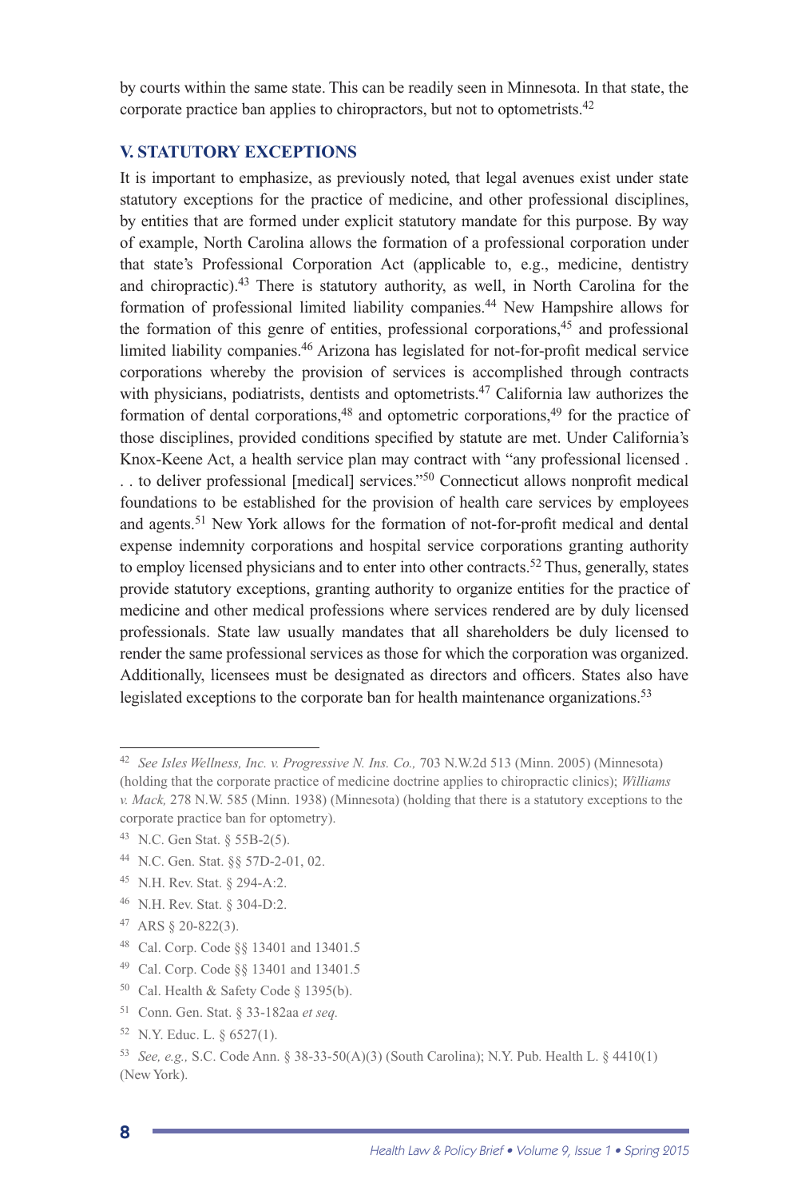by courts within the same state. This can be readily seen in Minnesota. In that state, the corporate practice ban applies to chiropractors, but not to optometrists.[42]

## V. STATUTORY EXCEPTIONS

It is important to emphasize, as previously noted, that legal avenues exist under state statutory exceptions for the practice of medicine, and other professional disciplines, by entities that are formed under explicit statutory mandate for this purpose. By way of example, North Carolina allows the formation of a professional corporation under that state's Professional Corporation Act (applicable to, e.g., medicine, dentistry and chiropractic).[43] There is statutory authority, as well, in North Carolina for the formation of professional limited liability companies.[44] New Hampshire allows for the formation of this genre of entities, professional corporations,[45] and professional limited liability companies.[46] Arizona has legislated for not-for-profit medical service corporations whereby the provision of services is accomplished through contracts with physicians, podiatrists, dentists and optometrists.[47] California law authorizes the formation of dental corporations,[48] and optometric corporations,[49] for the practice of those disciplines, provided conditions specified by statute are met. Under California's Knox-Keene Act, a health service plan may contract with "any professional licensed . . . to deliver professional [medical] services."[50] Connecticut allows nonprofit medical foundations to be established for the provision of health care services by employees and agents.[51] New York allows for the formation of not-for-profit medical and dental expense indemnity corporations and hospital service corporations granting authority to employ licensed physicians and to enter into other contracts.[52] Thus, generally, states provide statutory exceptions, granting authority to organize entities for the practice of medicine and other medical professions where services rendered are by duly licensed professionals. State law usually mandates that all shareholders be duly licensed to render the same professional services as those for which the corporation was organized. Additionally, licensees must be designated as directors and officers. States also have legislated exceptions to the corporate ban for health maintenance organizations.[53]

---

[42] *See Isles Wellness, Inc. v. Progressive N. Ins. Co.,* 703 N.W.2d 513 (Minn. 2005) (Minnesota) (holding that the corporate practice of medicine doctrine applies to chiropractic clinics); *Williams v. Mack,* 278 N.W. 585 (Minn. 1938) (Minnesota) (holding that there is a statutory exceptions to the corporate practice ban for optometry).

[43] N.C. Gen Stat. § 55B-2(5).

[44] N.C. Gen. Stat. §§ 57D-2-01, 02.

[45] N.H. Rev. Stat. § 294-A:2.

[46] N.H. Rev. Stat. § 304-D:2.

[47] ARS § 20-822(3).

[48] Cal. Corp. Code §§ 13401 and 13401.5

[49] Cal. Corp. Code §§ 13401 and 13401.5

[50] Cal. Health & Safety Code § 1395(b).

[51] Conn. Gen. Stat. § 33-182aa *et seq.*

[52] N.Y. Educ. L. § 6527(1).

[53] *See, e.g.,* S.C. Code Ann. § 38-33-50(A)(3) (South Carolina); N.Y. Pub. Health L. § 4410(1) (New York).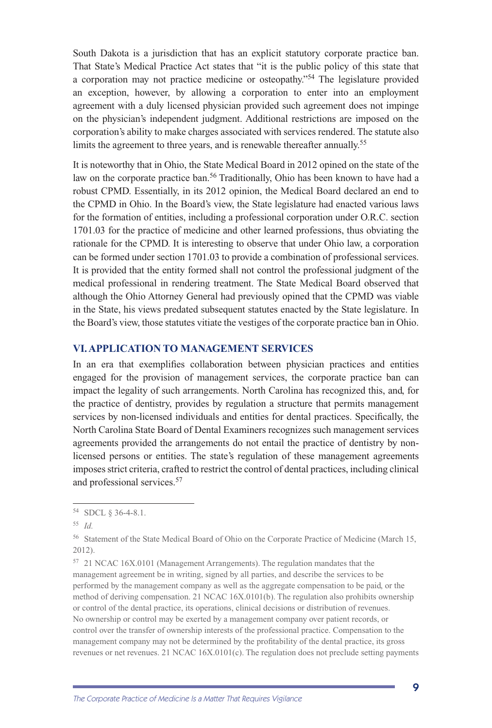South Dakota is a jurisdiction that has an explicit statutory corporate practice ban. That State's Medical Practice Act states that "it is the public policy of this state that a corporation may not practice medicine or osteopathy."[54] The legislature provided an exception, however, by allowing a corporation to enter into an employment agreement with a duly licensed physician provided such agreement does not impinge on the physician's independent judgment. Additional restrictions are imposed on the corporation's ability to make charges associated with services rendered. The statute also limits the agreement to three years, and is renewable thereafter annually.[55]

It is noteworthy that in Ohio, the State Medical Board in 2012 opined on the state of the law on the corporate practice ban.[56] Traditionally, Ohio has been known to have had a robust CPMD. Essentially, in its 2012 opinion, the Medical Board declared an end to the CPMD in Ohio. In the Board's view, the State legislature had enacted various laws for the formation of entities, including a professional corporation under O.R.C. section 1701.03 for the practice of medicine and other learned professions, thus obviating the rationale for the CPMD. It is interesting to observe that under Ohio law, a corporation can be formed under section 1701.03 to provide a combination of professional services. It is provided that the entity formed shall not control the professional judgment of the medical professional in rendering treatment. The State Medical Board observed that although the Ohio Attorney General had previously opined that the CPMD was viable in the State, his views predated subsequent statutes enacted by the State legislature. In the Board's view, those statutes vitiate the vestiges of the corporate practice ban in Ohio.

## VI. APPLICATION TO MANAGEMENT SERVICES

In an era that exemplifies collaboration between physician practices and entities engaged for the provision of management services, the corporate practice ban can impact the legality of such arrangements. North Carolina has recognized this, and, for the practice of dentistry, provides by regulation a structure that permits management services by non-licensed individuals and entities for dental practices. Specifically, the North Carolina State Board of Dental Examiners recognizes such management services agreements provided the arrangements do not entail the practice of dentistry by non-licensed persons or entities. The state's regulation of these management agreements imposes strict criteria, crafted to restrict the control of dental practices, including clinical and professional services.[57]

---

[54] SDCL § 36-4-8.1.

[55] *Id.*

[56] Statement of the State Medical Board of Ohio on the Corporate Practice of Medicine (March 15, 2012).

[57] 21 NCAC 16X.0101 (Management Arrangements). The regulation mandates that the management agreement be in writing, signed by all parties, and describe the services to be performed by the management company as well as the aggregate compensation to be paid, or the method of deriving compensation. 21 NCAC 16X.0101(b). The regulation also prohibits ownership or control of the dental practice, its operations, clinical decisions or distribution of revenues. No ownership or control may be exerted by a management company over patient records, or control over the transfer of ownership interests of the professional practice. Compensation to the management company may not be determined by the profitability of the dental practice, its gross revenues or net revenues. 21 NCAC 16X.0101(c). The regulation does not preclude setting payments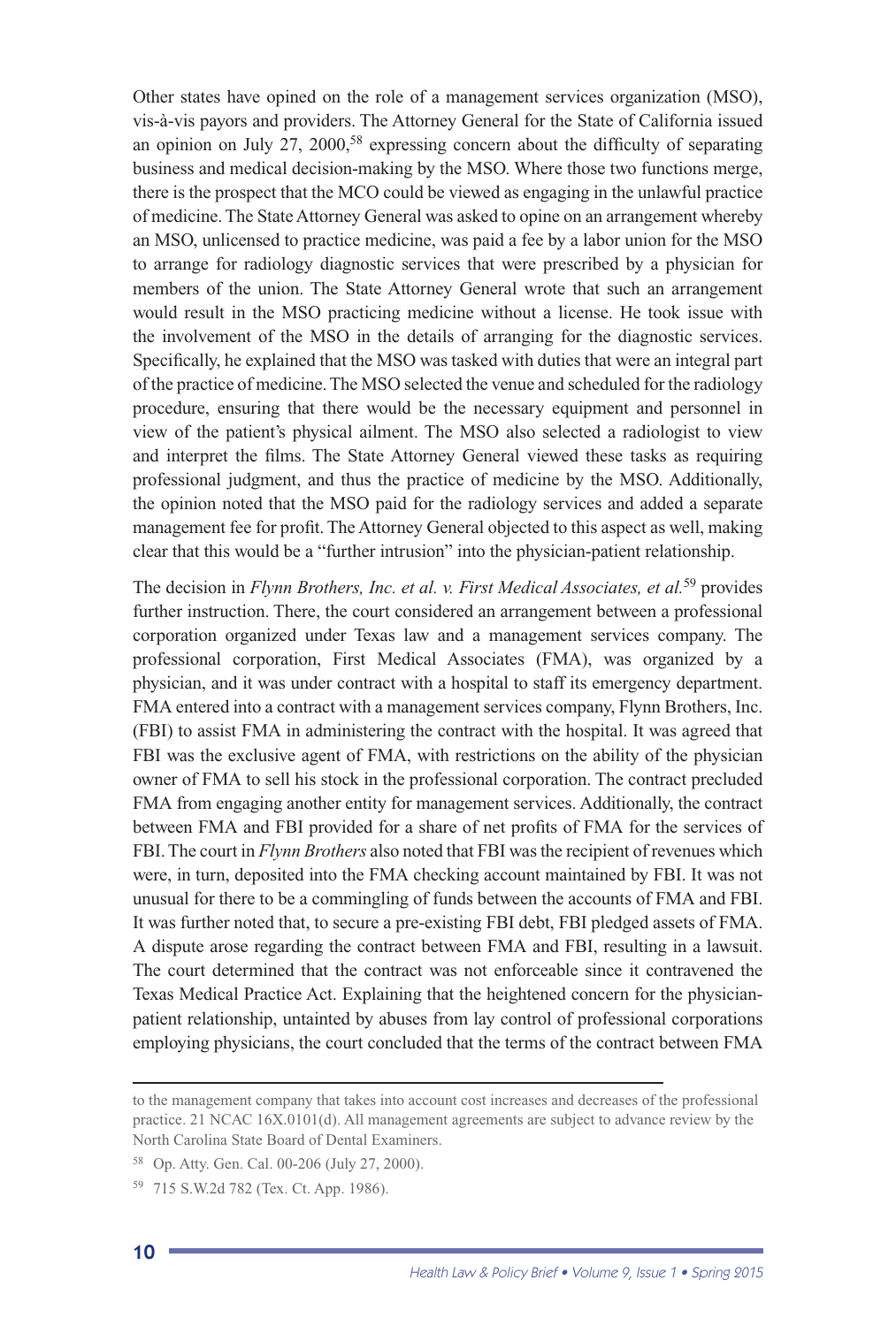Other states have opined on the role of a management services organization (MSO), vis-à-vis payors and providers. The Attorney General for the State of California issued an opinion on July 27, 2000,[58] expressing concern about the difficulty of separating business and medical decision-making by the MSO. Where those two functions merge, there is the prospect that the MCO could be viewed as engaging in the unlawful practice of medicine. The State Attorney General was asked to opine on an arrangement whereby an MSO, unlicensed to practice medicine, was paid a fee by a labor union for the MSO to arrange for radiology diagnostic services that were prescribed by a physician for members of the union. The State Attorney General wrote that such an arrangement would result in the MSO practicing medicine without a license. He took issue with the involvement of the MSO in the details of arranging for the diagnostic services. Specifically, he explained that the MSO was tasked with duties that were an integral part of the practice of medicine. The MSO selected the venue and scheduled for the radiology procedure, ensuring that there would be the necessary equipment and personnel in view of the patient's physical ailment. The MSO also selected a radiologist to view and interpret the films. The State Attorney General viewed these tasks as requiring professional judgment, and thus the practice of medicine by the MSO. Additionally, the opinion noted that the MSO paid for the radiology services and added a separate management fee for profit. The Attorney General objected to this aspect as well, making clear that this would be a "further intrusion" into the physician-patient relationship.

The decision in *Flynn Brothers, Inc. et al. v. First Medical Associates, et al.*[59] provides further instruction. There, the court considered an arrangement between a professional corporation organized under Texas law and a management services company. The professional corporation, First Medical Associates (FMA), was organized by a physician, and it was under contract with a hospital to staff its emergency department. FMA entered into a contract with a management services company, Flynn Brothers, Inc. (FBI) to assist FMA in administering the contract with the hospital. It was agreed that FBI was the exclusive agent of FMA, with restrictions on the ability of the physician owner of FMA to sell his stock in the professional corporation. The contract precluded FMA from engaging another entity for management services. Additionally, the contract between FMA and FBI provided for a share of net profits of FMA for the services of FBI. The court in *Flynn Brothers* also noted that FBI was the recipient of revenues which were, in turn, deposited into the FMA checking account maintained by FBI. It was not unusual for there to be a commingling of funds between the accounts of FMA and FBI. It was further noted that, to secure a pre-existing FBI debt, FBI pledged assets of FMA. A dispute arose regarding the contract between FMA and FBI, resulting in a lawsuit. The court determined that the contract was not enforceable since it contravened the Texas Medical Practice Act. Explaining that the heightened concern for the physician-patient relationship, untainted by abuses from lay control of professional corporations employing physicians, the court concluded that the terms of the contract between FMA

---

to the management company that takes into account cost increases and decreases of the professional practice. 21 NCAC 16X.0101(d). All management agreements are subject to advance review by the North Carolina State Board of Dental Examiners.

[58] Op. Atty. Gen. Cal. 00-206 (July 27, 2000).

[59] 715 S.W.2d 782 (Tex. Ct. App. 1986).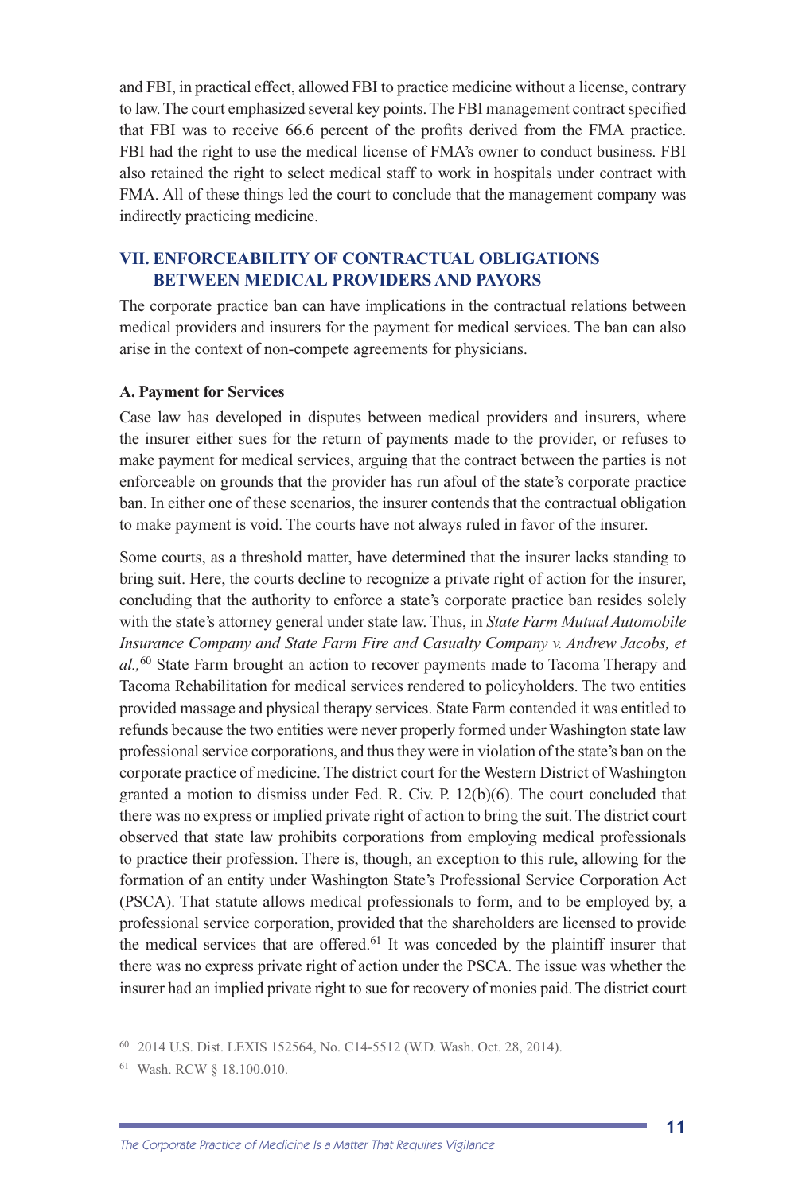and FBI, in practical effect, allowed FBI to practice medicine without a license, contrary to law. The court emphasized several key points. The FBI management contract specified that FBI was to receive 66.6 percent of the profits derived from the FMA practice. FBI had the right to use the medical license of FMA's owner to conduct business. FBI also retained the right to select medical staff to work in hospitals under contract with FMA. All of these things led the court to conclude that the management company was indirectly practicing medicine.

## VII. ENFORCEABILITY OF CONTRACTUAL OBLIGATIONS BETWEEN MEDICAL PROVIDERS AND PAYORS

The corporate practice ban can have implications in the contractual relations between medical providers and insurers for the payment for medical services. The ban can also arise in the context of non-compete agreements for physicians.

### A. Payment for Services

Case law has developed in disputes between medical providers and insurers, where the insurer either sues for the return of payments made to the provider, or refuses to make payment for medical services, arguing that the contract between the parties is not enforceable on grounds that the provider has run afoul of the state's corporate practice ban. In either one of these scenarios, the insurer contends that the contractual obligation to make payment is void. The courts have not always ruled in favor of the insurer.

Some courts, as a threshold matter, have determined that the insurer lacks standing to bring suit. Here, the courts decline to recognize a private right of action for the insurer, concluding that the authority to enforce a state's corporate practice ban resides solely with the state's attorney general under state law. Thus, in *State Farm Mutual Automobile Insurance Company and State Farm Fire and Casualty Company v. Andrew Jacobs, et al.,*[60] State Farm brought an action to recover payments made to Tacoma Therapy and Tacoma Rehabilitation for medical services rendered to policyholders. The two entities provided massage and physical therapy services. State Farm contended it was entitled to refunds because the two entities were never properly formed under Washington state law professional service corporations, and thus they were in violation of the state's ban on the corporate practice of medicine. The district court for the Western District of Washington granted a motion to dismiss under Fed. R. Civ. P. 12(b)(6). The court concluded that there was no express or implied private right of action to bring the suit. The district court observed that state law prohibits corporations from employing medical professionals to practice their profession. There is, though, an exception to this rule, allowing for the formation of an entity under Washington State's Professional Service Corporation Act (PSCA). That statute allows medical professionals to form, and to be employed by, a professional service corporation, provided that the shareholders are licensed to provide the medical services that are offered.[61] It was conceded by the plaintiff insurer that there was no express private right of action under the PSCA. The issue was whether the insurer had an implied private right to sue for recovery of monies paid. The district court

---

[60] 2014 U.S. Dist. LEXIS 152564, No. C14-5512 (W.D. Wash. Oct. 28, 2014).

[61] Wash. RCW § 18.100.010.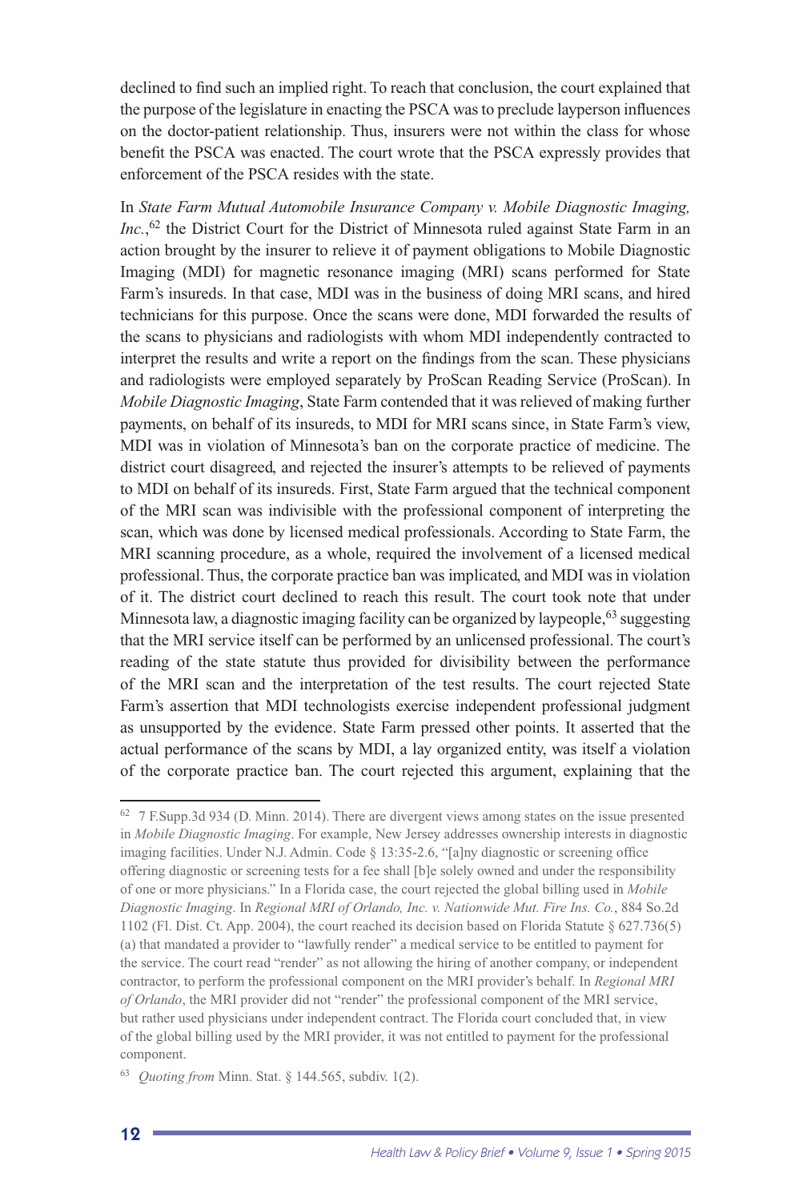declined to find such an implied right. To reach that conclusion, the court explained that the purpose of the legislature in enacting the PSCA was to preclude layperson influences on the doctor-patient relationship. Thus, insurers were not within the class for whose benefit the PSCA was enacted. The court wrote that the PSCA expressly provides that enforcement of the PSCA resides with the state.

In *State Farm Mutual Automobile Insurance Company v. Mobile Diagnostic Imaging, Inc.*,[62] the District Court for the District of Minnesota ruled against State Farm in an action brought by the insurer to relieve it of payment obligations to Mobile Diagnostic Imaging (MDI) for magnetic resonance imaging (MRI) scans performed for State Farm's insureds. In that case, MDI was in the business of doing MRI scans, and hired technicians for this purpose. Once the scans were done, MDI forwarded the results of the scans to physicians and radiologists with whom MDI independently contracted to interpret the results and write a report on the findings from the scan. These physicians and radiologists were employed separately by ProScan Reading Service (ProScan). In *Mobile Diagnostic Imaging*, State Farm contended that it was relieved of making further payments, on behalf of its insureds, to MDI for MRI scans since, in State Farm's view, MDI was in violation of Minnesota's ban on the corporate practice of medicine. The district court disagreed, and rejected the insurer's attempts to be relieved of payments to MDI on behalf of its insureds. First, State Farm argued that the technical component of the MRI scan was indivisible with the professional component of interpreting the scan, which was done by licensed medical professionals. According to State Farm, the MRI scanning procedure, as a whole, required the involvement of a licensed medical professional. Thus, the corporate practice ban was implicated, and MDI was in violation of it. The district court declined to reach this result. The court took note that under Minnesota law, a diagnostic imaging facility can be organized by laypeople,[63] suggesting that the MRI service itself can be performed by an unlicensed professional. The court's reading of the state statute thus provided for divisibility between the performance of the MRI scan and the interpretation of the test results. The court rejected State Farm's assertion that MDI technologists exercise independent professional judgment as unsupported by the evidence. State Farm pressed other points. It asserted that the actual performance of the scans by MDI, a lay organized entity, was itself a violation of the corporate practice ban. The court rejected this argument, explaining that the

---

[62] 7 F.Supp.3d 934 (D. Minn. 2014). There are divergent views among states on the issue presented in *Mobile Diagnostic Imaging*. For example, New Jersey addresses ownership interests in diagnostic imaging facilities. Under N.J. Admin. Code § 13:35-2.6, "[a]ny diagnostic or screening office offering diagnostic or screening tests for a fee shall [b]e solely owned and under the responsibility of one or more physicians." In a Florida case, the court rejected the global billing used in *Mobile Diagnostic Imaging*. In *Regional MRI of Orlando, Inc. v. Nationwide Mut. Fire Ins. Co.*, 884 So.2d 1102 (Fl. Dist. Ct. App. 2004), the court reached its decision based on Florida Statute § 627.736(5)(a) that mandated a provider to "lawfully render" a medical service to be entitled to payment for the service. The court read "render" as not allowing the hiring of another company, or independent contractor, to perform the professional component on the MRI provider's behalf. In *Regional MRI of Orlando*, the MRI provider did not "render" the professional component of the MRI service, but rather used physicians under independent contract. The Florida court concluded that, in view of the global billing used by the MRI provider, it was not entitled to payment for the professional component.

[63] *Quoting from* Minn. Stat. § 144.565, subdiv. 1(2).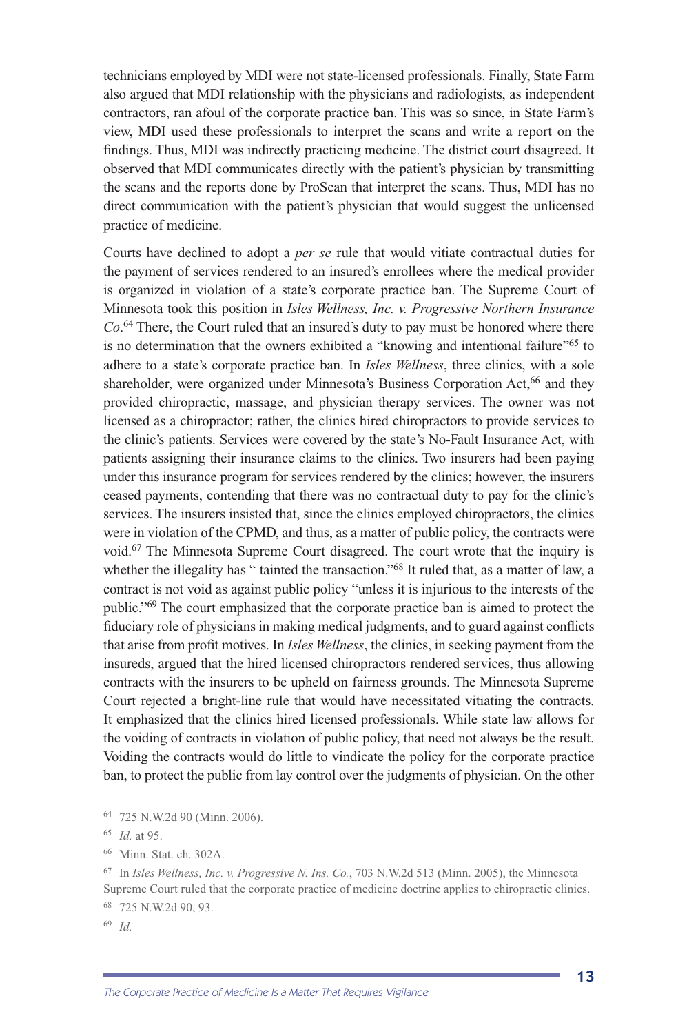technicians employed by MDI were not state-licensed professionals. Finally, State Farm also argued that MDI relationship with the physicians and radiologists, as independent contractors, ran afoul of the corporate practice ban. This was so since, in State Farm's view, MDI used these professionals to interpret the scans and write a report on the findings. Thus, MDI was indirectly practicing medicine. The district court disagreed. It observed that MDI communicates directly with the patient's physician by transmitting the scans and the reports done by ProScan that interpret the scans. Thus, MDI has no direct communication with the patient's physician that would suggest the unlicensed practice of medicine.

Courts have declined to adopt a *per se* rule that would vitiate contractual duties for the payment of services rendered to an insured's enrollees where the medical provider is organized in violation of a state's corporate practice ban. The Supreme Court of Minnesota took this position in *Isles Wellness, Inc. v. Progressive Northern Insurance Co*.[64] There, the Court ruled that an insured's duty to pay must be honored where there is no determination that the owners exhibited a "knowing and intentional failure"[65] to adhere to a state's corporate practice ban. In *Isles Wellness*, three clinics, with a sole shareholder, were organized under Minnesota's Business Corporation Act,[66] and they provided chiropractic, massage, and physician therapy services. The owner was not licensed as a chiropractor; rather, the clinics hired chiropractors to provide services to the clinic's patients. Services were covered by the state's No-Fault Insurance Act, with patients assigning their insurance claims to the clinics. Two insurers had been paying under this insurance program for services rendered by the clinics; however, the insurers ceased payments, contending that there was no contractual duty to pay for the clinic's services. The insurers insisted that, since the clinics employed chiropractors, the clinics were in violation of the CPMD, and thus, as a matter of public policy, the contracts were void.[67] The Minnesota Supreme Court disagreed. The court wrote that the inquiry is whether the illegality has " tainted the transaction."[68] It ruled that, as a matter of law, a contract is not void as against public policy "unless it is injurious to the interests of the public."[69] The court emphasized that the corporate practice ban is aimed to protect the fiduciary role of physicians in making medical judgments, and to guard against conflicts that arise from profit motives. In *Isles Wellness*, the clinics, in seeking payment from the insureds, argued that the hired licensed chiropractors rendered services, thus allowing contracts with the insurers to be upheld on fairness grounds. The Minnesota Supreme Court rejected a bright-line rule that would have necessitated vitiating the contracts. It emphasized that the clinics hired licensed professionals. While state law allows for the voiding of contracts in violation of public policy, that need not always be the result. Voiding the contracts would do little to vindicate the policy for the corporate practice ban, to protect the public from lay control over the judgments of physician. On the other

---

[64] 725 N.W.2d 90 (Minn. 2006).

[65] *Id.* at 95.

[66] Minn. Stat. ch. 302A.

[67] In *Isles Wellness, Inc. v. Progressive N. Ins. Co.*, 703 N.W.2d 513 (Minn. 2005), the Minnesota Supreme Court ruled that the corporate practice of medicine doctrine applies to chiropractic clinics.

[68] 725 N.W.2d 90, 93.

[69] *Id.*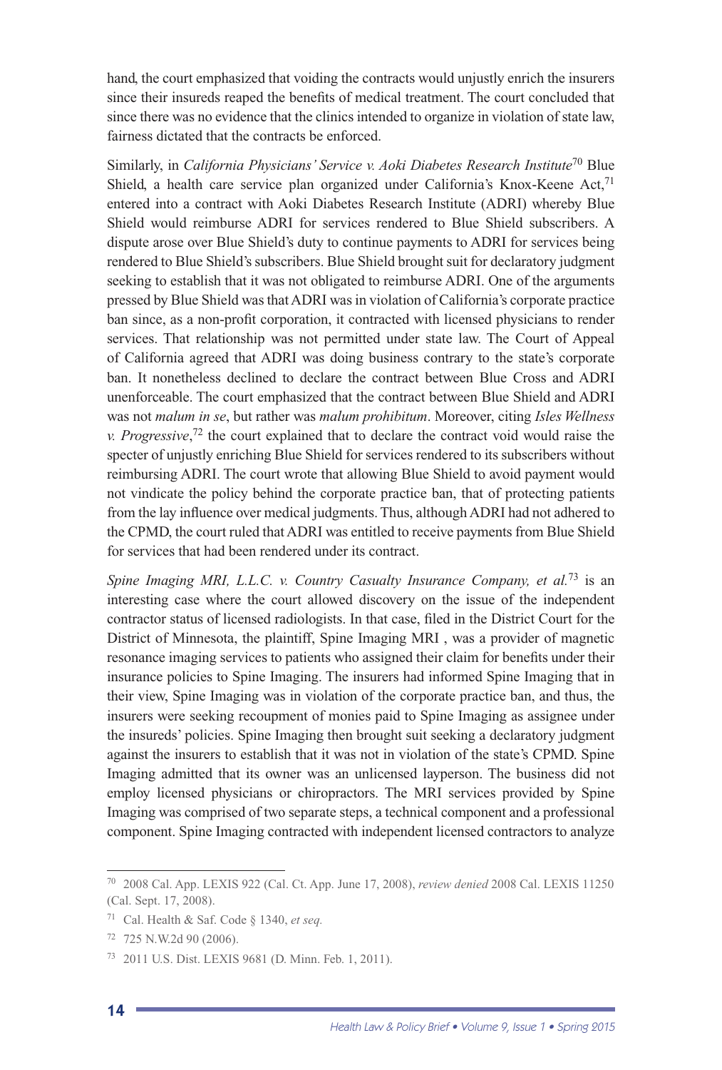hand, the court emphasized that voiding the contracts would unjustly enrich the insurers since their insureds reaped the benefits of medical treatment. The court concluded that since there was no evidence that the clinics intended to organize in violation of state law, fairness dictated that the contracts be enforced.

Similarly, in *California Physicians' Service v. Aoki Diabetes Research Institute*[70] Blue Shield, a health care service plan organized under California's Knox-Keene Act,[71] entered into a contract with Aoki Diabetes Research Institute (ADRI) whereby Blue Shield would reimburse ADRI for services rendered to Blue Shield subscribers. A dispute arose over Blue Shield's duty to continue payments to ADRI for services being rendered to Blue Shield's subscribers. Blue Shield brought suit for declaratory judgment seeking to establish that it was not obligated to reimburse ADRI. One of the arguments pressed by Blue Shield was that ADRI was in violation of California's corporate practice ban since, as a non-profit corporation, it contracted with licensed physicians to render services. That relationship was not permitted under state law. The Court of Appeal of California agreed that ADRI was doing business contrary to the state's corporate ban. It nonetheless declined to declare the contract between Blue Cross and ADRI unenforceable. The court emphasized that the contract between Blue Shield and ADRI was not *malum in se*, but rather was *malum prohibitum*. Moreover, citing *Isles Wellness v. Progressive*,[72] the court explained that to declare the contract void would raise the specter of unjustly enriching Blue Shield for services rendered to its subscribers without reimbursing ADRI. The court wrote that allowing Blue Shield to avoid payment would not vindicate the policy behind the corporate practice ban, that of protecting patients from the lay influence over medical judgments. Thus, although ADRI had not adhered to the CPMD, the court ruled that ADRI was entitled to receive payments from Blue Shield for services that had been rendered under its contract.

*Spine Imaging MRI, L.L.C. v. Country Casualty Insurance Company, et al.*[73] is an interesting case where the court allowed discovery on the issue of the independent contractor status of licensed radiologists. In that case, filed in the District Court for the District of Minnesota, the plaintiff, Spine Imaging MRI , was a provider of magnetic resonance imaging services to patients who assigned their claim for benefits under their insurance policies to Spine Imaging. The insurers had informed Spine Imaging that in their view, Spine Imaging was in violation of the corporate practice ban, and thus, the insurers were seeking recoupment of monies paid to Spine Imaging as assignee under the insureds' policies. Spine Imaging then brought suit seeking a declaratory judgment against the insurers to establish that it was not in violation of the state's CPMD. Spine Imaging admitted that its owner was an unlicensed layperson. The business did not employ licensed physicians or chiropractors. The MRI services provided by Spine Imaging was comprised of two separate steps, a technical component and a professional component. Spine Imaging contracted with independent licensed contractors to analyze

---

[70] 2008 Cal. App. LEXIS 922 (Cal. Ct. App. June 17, 2008), *review denied* 2008 Cal. LEXIS 11250 (Cal. Sept. 17, 2008).

[71] Cal. Health & Saf. Code § 1340, *et seq.*

[72] 725 N.W.2d 90 (2006).

[73] 2011 U.S. Dist. LEXIS 9681 (D. Minn. Feb. 1, 2011).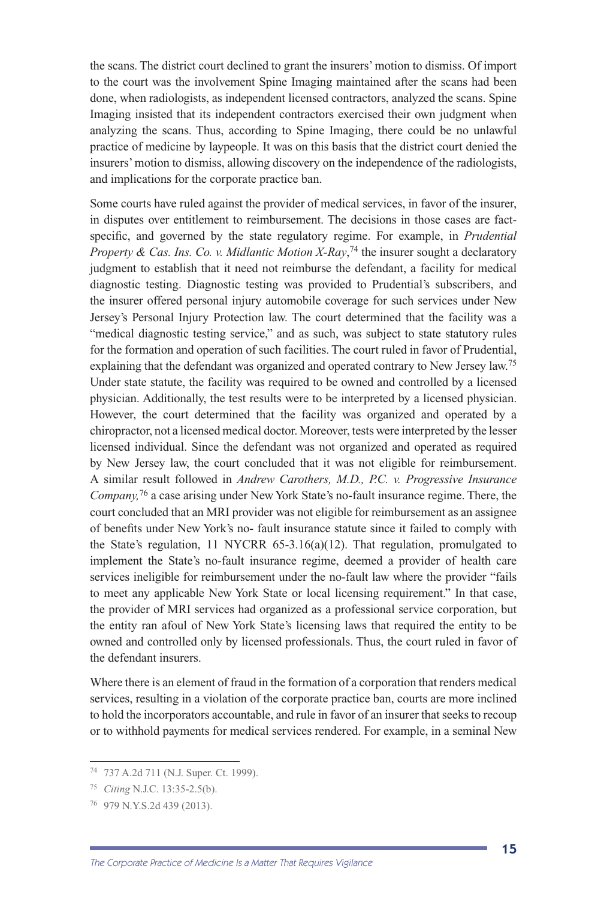the scans. The district court declined to grant the insurers' motion to dismiss. Of import to the court was the involvement Spine Imaging maintained after the scans had been done, when radiologists, as independent licensed contractors, analyzed the scans. Spine Imaging insisted that its independent contractors exercised their own judgment when analyzing the scans. Thus, according to Spine Imaging, there could be no unlawful practice of medicine by laypeople. It was on this basis that the district court denied the insurers' motion to dismiss, allowing discovery on the independence of the radiologists, and implications for the corporate practice ban.

Some courts have ruled against the provider of medical services, in favor of the insurer, in disputes over entitlement to reimbursement. The decisions in those cases are fact-specific, and governed by the state regulatory regime. For example, in *Prudential Property & Cas. Ins. Co. v. Midlantic Motion X-Ray*,[74] the insurer sought a declaratory judgment to establish that it need not reimburse the defendant, a facility for medical diagnostic testing. Diagnostic testing was provided to Prudential's subscribers, and the insurer offered personal injury automobile coverage for such services under New Jersey's Personal Injury Protection law. The court determined that the facility was a "medical diagnostic testing service," and as such, was subject to state statutory rules for the formation and operation of such facilities. The court ruled in favor of Prudential, explaining that the defendant was organized and operated contrary to New Jersey law.[75] Under state statute, the facility was required to be owned and controlled by a licensed physician. Additionally, the test results were to be interpreted by a licensed physician. However, the court determined that the facility was organized and operated by a chiropractor, not a licensed medical doctor. Moreover, tests were interpreted by the lesser licensed individual. Since the defendant was not organized and operated as required by New Jersey law, the court concluded that it was not eligible for reimbursement. A similar result followed in *Andrew Carothers, M.D., P.C. v. Progressive Insurance Company,*[76] a case arising under New York State's no-fault insurance regime. There, the court concluded that an MRI provider was not eligible for reimbursement as an assignee of benefits under New York's no- fault insurance statute since it failed to comply with the State's regulation, 11 NYCRR 65-3.16(a)(12). That regulation, promulgated to implement the State's no-fault insurance regime, deemed a provider of health care services ineligible for reimbursement under the no-fault law where the provider "fails to meet any applicable New York State or local licensing requirement." In that case, the provider of MRI services had organized as a professional service corporation, but the entity ran afoul of New York State's licensing laws that required the entity to be owned and controlled only by licensed professionals. Thus, the court ruled in favor of the defendant insurers.

Where there is an element of fraud in the formation of a corporation that renders medical services, resulting in a violation of the corporate practice ban, courts are more inclined to hold the incorporators accountable, and rule in favor of an insurer that seeks to recoup or to withhold payments for medical services rendered. For example, in a seminal New

---

[74] 737 A.2d 711 (N.J. Super. Ct. 1999).

[75] *Citing* N.J.C. 13:35-2.5(b).

[76] 979 N.Y.S.2d 439 (2013).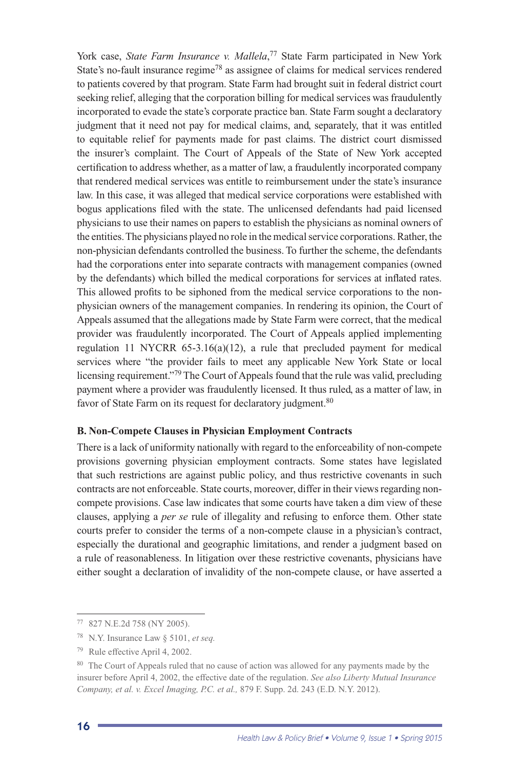York case, *State Farm Insurance v. Mallela*,[77] State Farm participated in New York State's no-fault insurance regime[78] as assignee of claims for medical services rendered to patients covered by that program. State Farm had brought suit in federal district court seeking relief, alleging that the corporation billing for medical services was fraudulently incorporated to evade the state's corporate practice ban. State Farm sought a declaratory judgment that it need not pay for medical claims, and, separately, that it was entitled to equitable relief for payments made for past claims. The district court dismissed the insurer's complaint. The Court of Appeals of the State of New York accepted certification to address whether, as a matter of law, a fraudulently incorporated company that rendered medical services was entitle to reimbursement under the state's insurance law. In this case, it was alleged that medical service corporations were established with bogus applications filed with the state. The unlicensed defendants had paid licensed physicians to use their names on papers to establish the physicians as nominal owners of the entities. The physicians played no role in the medical service corporations. Rather, the non-physician defendants controlled the business. To further the scheme, the defendants had the corporations enter into separate contracts with management companies (owned by the defendants) which billed the medical corporations for services at inflated rates. This allowed profits to be siphoned from the medical service corporations to the non-physician owners of the management companies. In rendering its opinion, the Court of Appeals assumed that the allegations made by State Farm were correct, that the medical provider was fraudulently incorporated. The Court of Appeals applied implementing regulation 11 NYCRR 65-3.16(a)(12), a rule that precluded payment for medical services where "the provider fails to meet any applicable New York State or local licensing requirement."[79] The Court of Appeals found that the rule was valid, precluding payment where a provider was fraudulently licensed. It thus ruled, as a matter of law, in favor of State Farm on its request for declaratory judgment.[80]

### B. Non-Compete Clauses in Physician Employment Contracts

There is a lack of uniformity nationally with regard to the enforceability of non-compete provisions governing physician employment contracts. Some states have legislated that such restrictions are against public policy, and thus restrictive covenants in such contracts are not enforceable. State courts, moreover, differ in their views regarding non-compete provisions. Case law indicates that some courts have taken a dim view of these clauses, applying a *per se* rule of illegality and refusing to enforce them. Other state courts prefer to consider the terms of a non-compete clause in a physician's contract, especially the durational and geographic limitations, and render a judgment based on a rule of reasonableness. In litigation over these restrictive covenants, physicians have either sought a declaration of invalidity of the non-compete clause, or have asserted a

---

[77] 827 N.E.2d 758 (NY 2005).

[78] N.Y. Insurance Law § 5101, *et seq.*

[79] Rule effective April 4, 2002.

[80] The Court of Appeals ruled that no cause of action was allowed for any payments made by the insurer before April 4, 2002, the effective date of the regulation. *See also Liberty Mutual Insurance Company, et al. v. Excel Imaging, P.C. et al.,* 879 F. Supp. 2d. 243 (E.D. N.Y. 2012).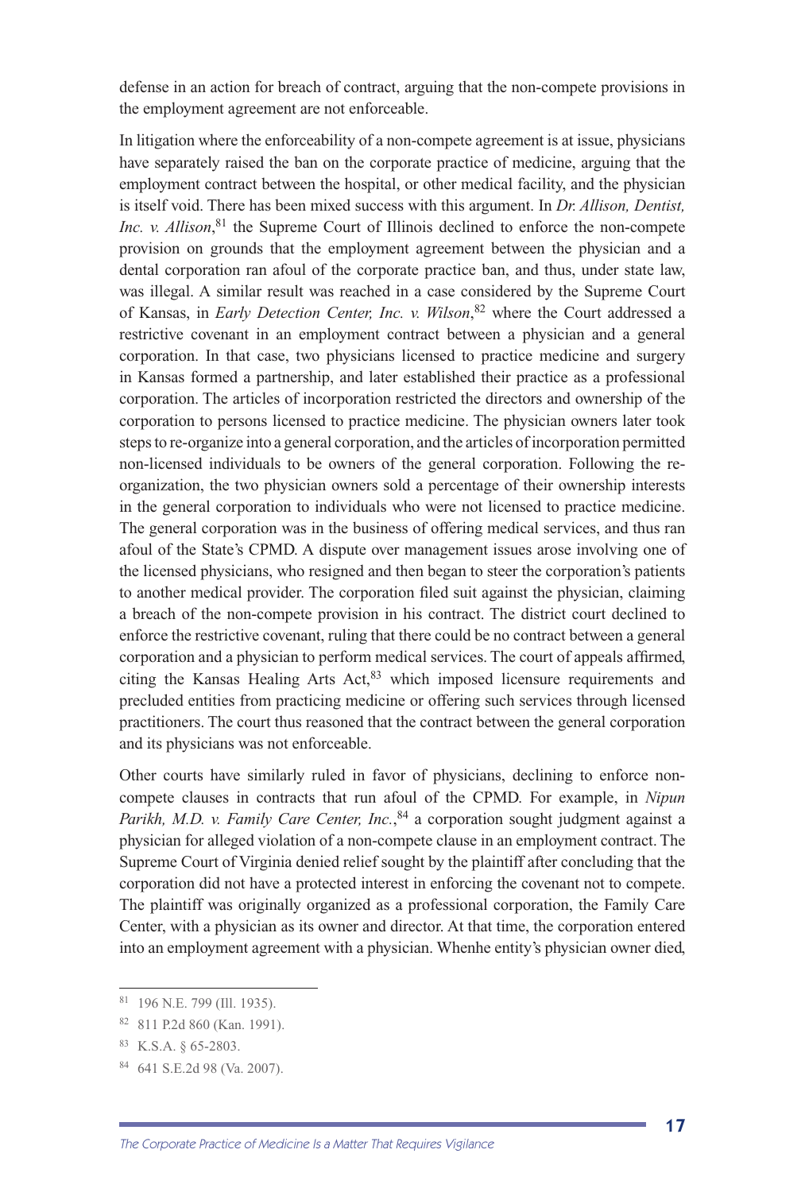defense in an action for breach of contract, arguing that the non-compete provisions in the employment agreement are not enforceable.

In litigation where the enforceability of a non-compete agreement is at issue, physicians have separately raised the ban on the corporate practice of medicine, arguing that the employment contract between the hospital, or other medical facility, and the physician is itself void. There has been mixed success with this argument. In *Dr. Allison, Dentist, Inc. v. Allison*,[81] the Supreme Court of Illinois declined to enforce the non-compete provision on grounds that the employment agreement between the physician and a dental corporation ran afoul of the corporate practice ban, and thus, under state law, was illegal. A similar result was reached in a case considered by the Supreme Court of Kansas, in *Early Detection Center, Inc. v. Wilson*,[82] where the Court addressed a restrictive covenant in an employment contract between a physician and a general corporation. In that case, two physicians licensed to practice medicine and surgery in Kansas formed a partnership, and later established their practice as a professional corporation. The articles of incorporation restricted the directors and ownership of the corporation to persons licensed to practice medicine. The physician owners later took steps to re-organize into a general corporation, and the articles of incorporation permitted non-licensed individuals to be owners of the general corporation. Following the re-organization, the two physician owners sold a percentage of their ownership interests in the general corporation to individuals who were not licensed to practice medicine. The general corporation was in the business of offering medical services, and thus ran afoul of the State's CPMD. A dispute over management issues arose involving one of the licensed physicians, who resigned and then began to steer the corporation's patients to another medical provider. The corporation filed suit against the physician, claiming a breach of the non-compete provision in his contract. The district court declined to enforce the restrictive covenant, ruling that there could be no contract between a general corporation and a physician to perform medical services. The court of appeals affirmed, citing the Kansas Healing Arts Act,[83] which imposed licensure requirements and precluded entities from practicing medicine or offering such services through licensed practitioners. The court thus reasoned that the contract between the general corporation and its physicians was not enforceable.

Other courts have similarly ruled in favor of physicians, declining to enforce non-compete clauses in contracts that run afoul of the CPMD. For example, in *Nipun Parikh, M.D. v. Family Care Center, Inc.*,[84] a corporation sought judgment against a physician for alleged violation of a non-compete clause in an employment contract. The Supreme Court of Virginia denied relief sought by the plaintiff after concluding that the corporation did not have a protected interest in enforcing the covenant not to compete. The plaintiff was originally organized as a professional corporation, the Family Care Center, with a physician as its owner and director. At that time, the corporation entered into an employment agreement with a physician. Whenhe entity's physician owner died,

---

[81] 196 N.E. 799 (Ill. 1935).

[82] 811 P.2d 860 (Kan. 1991).

[83] K.S.A. § 65-2803.

[84] 641 S.E.2d 98 (Va. 2007).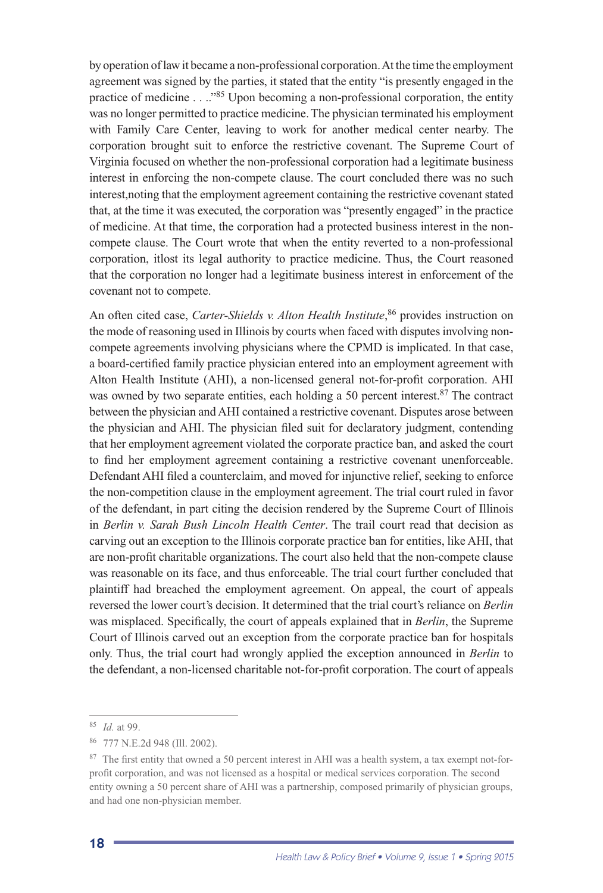by operation of law it became a non-professional corporation. At the time the employment agreement was signed by the parties, it stated that the entity "is presently engaged in the practice of medicine . . .."[85] Upon becoming a non-professional corporation, the entity was no longer permitted to practice medicine. The physician terminated his employment with Family Care Center, leaving to work for another medical center nearby. The corporation brought suit to enforce the restrictive covenant. The Supreme Court of Virginia focused on whether the non-professional corporation had a legitimate business interest in enforcing the non-compete clause. The court concluded there was no such interest,noting that the employment agreement containing the restrictive covenant stated that, at the time it was executed, the corporation was "presently engaged" in the practice of medicine. At that time, the corporation had a protected business interest in the non-compete clause. The Court wrote that when the entity reverted to a non-professional corporation, itlost its legal authority to practice medicine. Thus, the Court reasoned that the corporation no longer had a legitimate business interest in enforcement of the covenant not to compete.

An often cited case, *Carter-Shields v. Alton Health Institute*,[86] provides instruction on the mode of reasoning used in Illinois by courts when faced with disputes involving non-compete agreements involving physicians where the CPMD is implicated. In that case, a board-certified family practice physician entered into an employment agreement with Alton Health Institute (AHI), a non-licensed general not-for-profit corporation. AHI was owned by two separate entities, each holding a 50 percent interest.[87] The contract between the physician and AHI contained a restrictive covenant. Disputes arose between the physician and AHI. The physician filed suit for declaratory judgment, contending that her employment agreement violated the corporate practice ban, and asked the court to find her employment agreement containing a restrictive covenant unenforceable. Defendant AHI filed a counterclaim, and moved for injunctive relief, seeking to enforce the non-competition clause in the employment agreement. The trial court ruled in favor of the defendant, in part citing the decision rendered by the Supreme Court of Illinois in *Berlin v. Sarah Bush Lincoln Health Center*. The trail court read that decision as carving out an exception to the Illinois corporate practice ban for entities, like AHI, that are non-profit charitable organizations. The court also held that the non-compete clause was reasonable on its face, and thus enforceable. The trial court further concluded that plaintiff had breached the employment agreement. On appeal, the court of appeals reversed the lower court's decision. It determined that the trial court's reliance on *Berlin* was misplaced. Specifically, the court of appeals explained that in *Berlin*, the Supreme Court of Illinois carved out an exception from the corporate practice ban for hospitals only. Thus, the trial court had wrongly applied the exception announced in *Berlin* to the defendant, a non-licensed charitable not-for-profit corporation. The court of appeals

---

[85] *Id.* at 99.

[86] 777 N.E.2d 948 (Ill. 2002).

[87] The first entity that owned a 50 percent interest in AHI was a health system, a tax exempt not-for-profit corporation, and was not licensed as a hospital or medical services corporation. The second entity owning a 50 percent share of AHI was a partnership, composed primarily of physician groups, and had one non-physician member.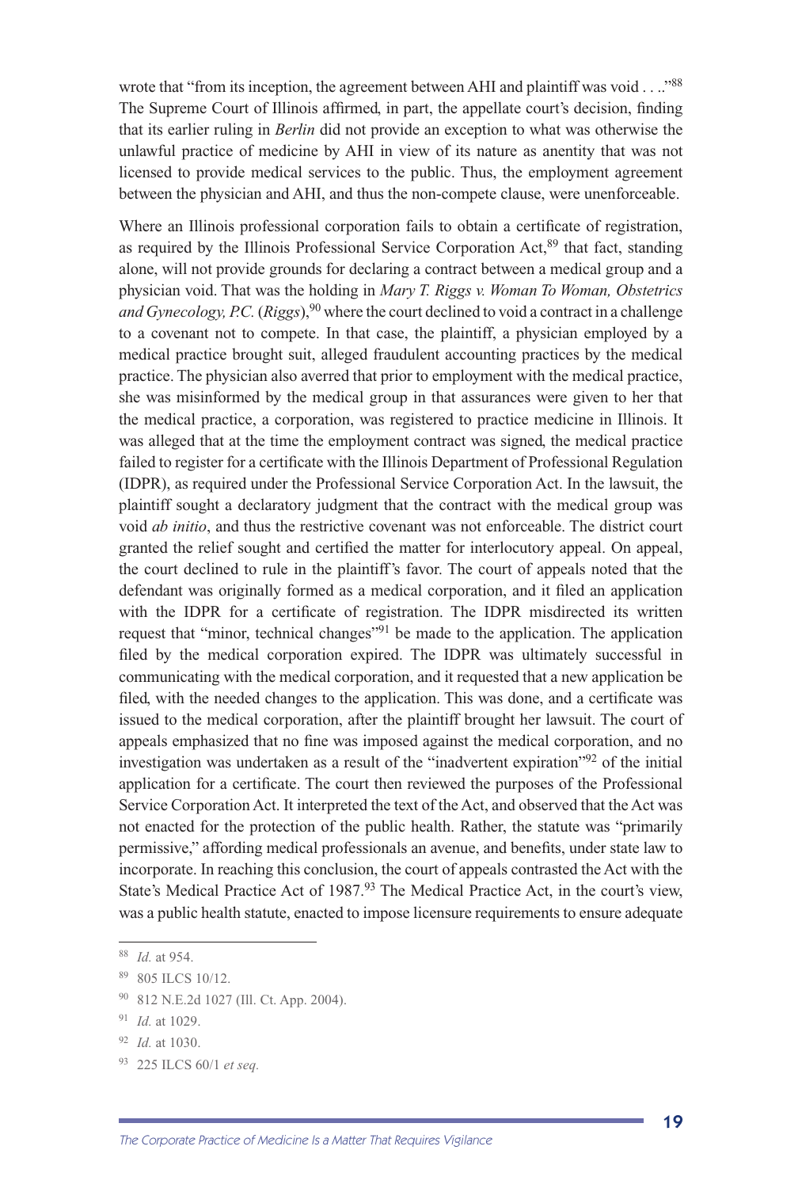wrote that "from its inception, the agreement between AHI and plaintiff was void . . .."[88] The Supreme Court of Illinois affirmed, in part, the appellate court's decision, finding that its earlier ruling in *Berlin* did not provide an exception to what was otherwise the unlawful practice of medicine by AHI in view of its nature as anentity that was not licensed to provide medical services to the public. Thus, the employment agreement between the physician and AHI, and thus the non-compete clause, were unenforceable.

Where an Illinois professional corporation fails to obtain a certificate of registration, as required by the Illinois Professional Service Corporation Act,[89] that fact, standing alone, will not provide grounds for declaring a contract between a medical group and a physician void. That was the holding in *Mary T. Riggs v. Woman To Woman, Obstetrics and Gynecology, P.C.* (*Riggs*),[90] where the court declined to void a contract in a challenge to a covenant not to compete. In that case, the plaintiff, a physician employed by a medical practice brought suit, alleged fraudulent accounting practices by the medical practice. The physician also averred that prior to employment with the medical practice, she was misinformed by the medical group in that assurances were given to her that the medical practice, a corporation, was registered to practice medicine in Illinois. It was alleged that at the time the employment contract was signed, the medical practice failed to register for a certificate with the Illinois Department of Professional Regulation (IDPR), as required under the Professional Service Corporation Act. In the lawsuit, the plaintiff sought a declaratory judgment that the contract with the medical group was void *ab initio*, and thus the restrictive covenant was not enforceable. The district court granted the relief sought and certified the matter for interlocutory appeal. On appeal, the court declined to rule in the plaintiff's favor. The court of appeals noted that the defendant was originally formed as a medical corporation, and it filed an application with the IDPR for a certificate of registration. The IDPR misdirected its written request that "minor, technical changes"[91] be made to the application. The application filed by the medical corporation expired. The IDPR was ultimately successful in communicating with the medical corporation, and it requested that a new application be filed, with the needed changes to the application. This was done, and a certificate was issued to the medical corporation, after the plaintiff brought her lawsuit. The court of appeals emphasized that no fine was imposed against the medical corporation, and no investigation was undertaken as a result of the "inadvertent expiration"[92] of the initial application for a certificate. The court then reviewed the purposes of the Professional Service Corporation Act. It interpreted the text of the Act, and observed that the Act was not enacted for the protection of the public health. Rather, the statute was "primarily permissive," affording medical professionals an avenue, and benefits, under state law to incorporate. In reaching this conclusion, the court of appeals contrasted the Act with the State's Medical Practice Act of 1987.[93] The Medical Practice Act, in the court's view, was a public health statute, enacted to impose licensure requirements to ensure adequate

---

[88] *Id.* at 954.

[89] 805 ILCS 10/12.

[90] 812 N.E.2d 1027 (Ill. Ct. App. 2004).

[91] *Id.* at 1029.

[92] *Id.* at 1030.

[93] 225 ILCS 60/1 *et seq.*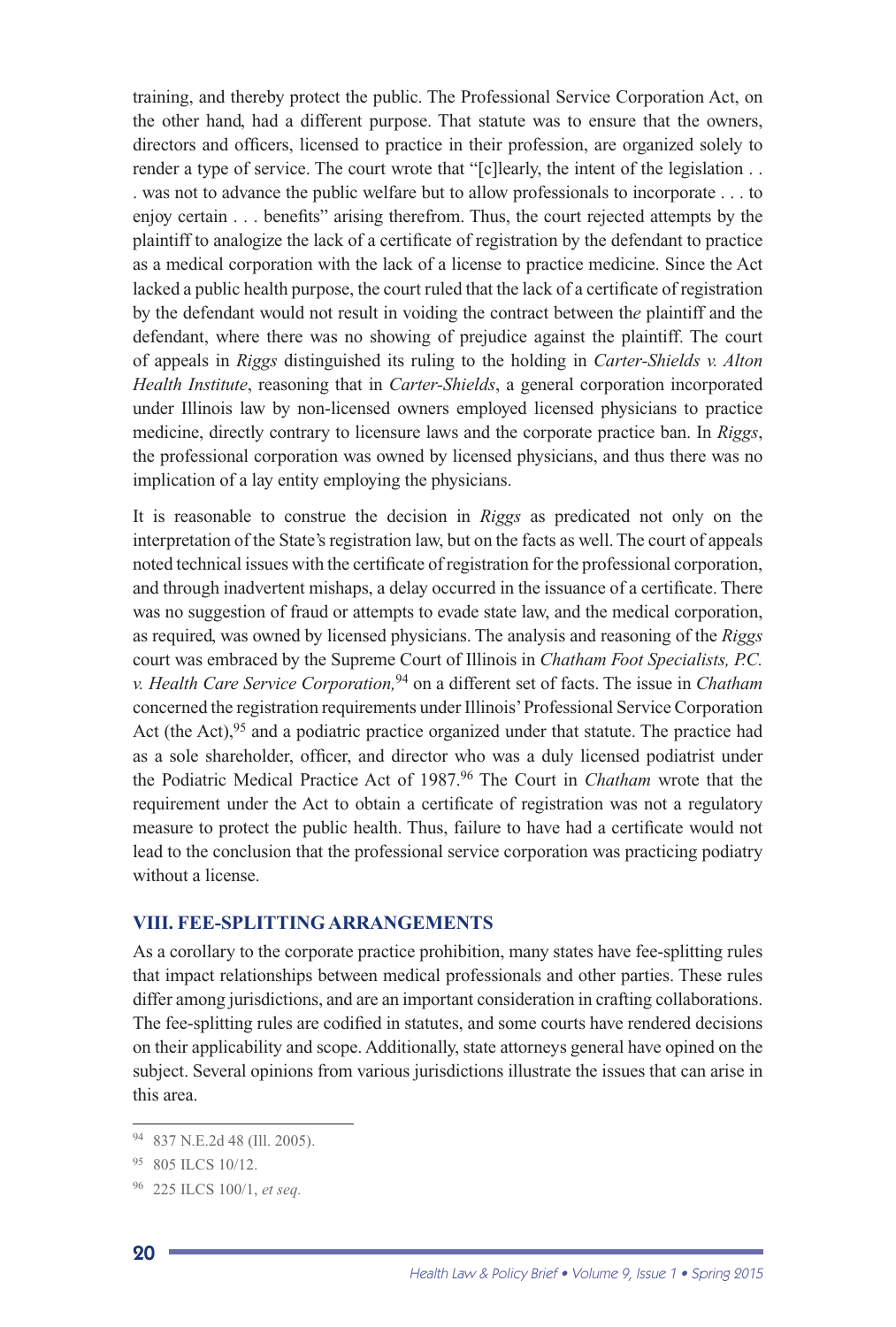training, and thereby protect the public. The Professional Service Corporation Act, on the other hand, had a different purpose. That statute was to ensure that the owners, directors and officers, licensed to practice in their profession, are organized solely to render a type of service. The court wrote that "[c]learly, the intent of the legislation . . . was not to advance the public welfare but to allow professionals to incorporate . . . to enjoy certain . . . benefits" arising therefrom. Thus, the court rejected attempts by the plaintiff to analogize the lack of a certificate of registration by the defendant to practice as a medical corporation with the lack of a license to practice medicine. Since the Act lacked a public health purpose, the court ruled that the lack of a certificate of registration by the defendant would not result in voiding the contract between the plaintiff and the defendant, where there was no showing of prejudice against the plaintiff. The court of appeals in *Riggs* distinguished its ruling to the holding in *Carter-Shields v. Alton Health Institute*, reasoning that in *Carter-Shields*, a general corporation incorporated under Illinois law by non-licensed owners employed licensed physicians to practice medicine, directly contrary to licensure laws and the corporate practice ban. In *Riggs*, the professional corporation was owned by licensed physicians, and thus there was no implication of a lay entity employing the physicians.

It is reasonable to construe the decision in *Riggs* as predicated not only on the interpretation of the State's registration law, but on the facts as well. The court of appeals noted technical issues with the certificate of registration for the professional corporation, and through inadvertent mishaps, a delay occurred in the issuance of a certificate. There was no suggestion of fraud or attempts to evade state law, and the medical corporation, as required, was owned by licensed physicians. The analysis and reasoning of the *Riggs* court was embraced by the Supreme Court of Illinois in *Chatham Foot Specialists, P.C. v. Health Care Service Corporation,*[94] on a different set of facts. The issue in *Chatham* concerned the registration requirements under Illinois' Professional Service Corporation Act (the Act),[95] and a podiatric practice organized under that statute. The practice had as a sole shareholder, officer, and director who was a duly licensed podiatrist under the Podiatric Medical Practice Act of 1987.[96] The Court in *Chatham* wrote that the requirement under the Act to obtain a certificate of registration was not a regulatory measure to protect the public health. Thus, failure to have had a certificate would not lead to the conclusion that the professional service corporation was practicing podiatry without a license.

## VIII. FEE-SPLITTING ARRANGEMENTS

As a corollary to the corporate practice prohibition, many states have fee-splitting rules that impact relationships between medical professionals and other parties. These rules differ among jurisdictions, and are an important consideration in crafting collaborations. The fee-splitting rules are codified in statutes, and some courts have rendered decisions on their applicability and scope. Additionally, state attorneys general have opined on the subject. Several opinions from various jurisdictions illustrate the issues that can arise in this area.

---

94 837 N.E.2d 48 (Ill. 2005).

95 805 ILCS 10/12.

96 225 ILCS 100/1, *et seq.*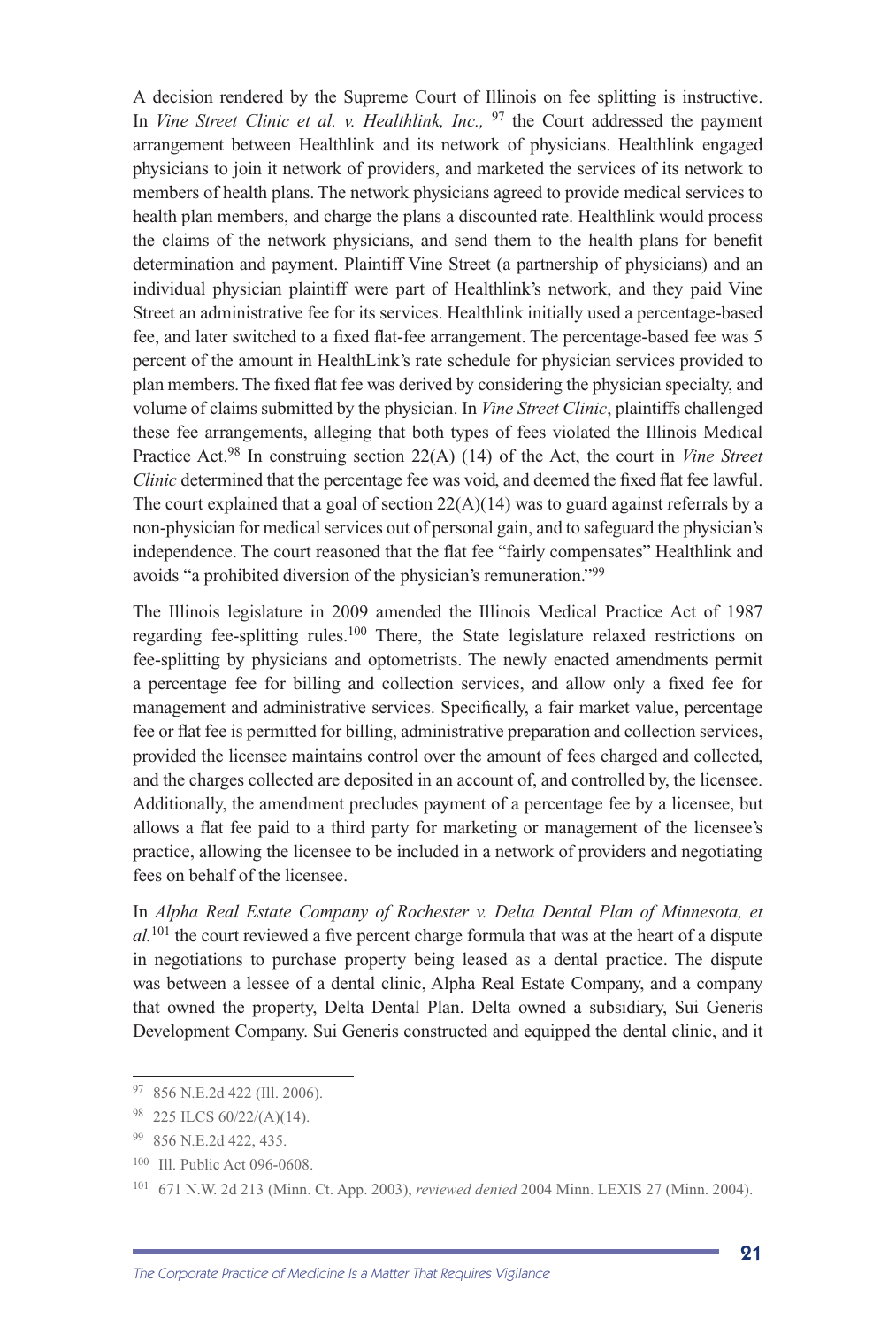A decision rendered by the Supreme Court of Illinois on fee splitting is instructive. In *Vine Street Clinic et al. v. Healthlink, Inc.,* [97] the Court addressed the payment arrangement between Healthlink and its network of physicians. Healthlink engaged physicians to join it network of providers, and marketed the services of its network to members of health plans. The network physicians agreed to provide medical services to health plan members, and charge the plans a discounted rate. Healthlink would process the claims of the network physicians, and send them to the health plans for benefit determination and payment. Plaintiff Vine Street (a partnership of physicians) and an individual physician plaintiff were part of Healthlink's network, and they paid Vine Street an administrative fee for its services. Healthlink initially used a percentage-based fee, and later switched to a fixed flat-fee arrangement. The percentage-based fee was 5 percent of the amount in HealthLink's rate schedule for physician services provided to plan members. The fixed flat fee was derived by considering the physician specialty, and volume of claims submitted by the physician. In *Vine Street Clinic*, plaintiffs challenged these fee arrangements, alleging that both types of fees violated the Illinois Medical Practice Act.[98] In construing section 22(A) (14) of the Act, the court in *Vine Street Clinic* determined that the percentage fee was void, and deemed the fixed flat fee lawful. The court explained that a goal of section 22(A)(14) was to guard against referrals by a non-physician for medical services out of personal gain, and to safeguard the physician's independence. The court reasoned that the flat fee "fairly compensates" Healthlink and avoids "a prohibited diversion of the physician's remuneration."[99]

The Illinois legislature in 2009 amended the Illinois Medical Practice Act of 1987 regarding fee-splitting rules.[100] There, the State legislature relaxed restrictions on fee-splitting by physicians and optometrists. The newly enacted amendments permit a percentage fee for billing and collection services, and allow only a fixed fee for management and administrative services. Specifically, a fair market value, percentage fee or flat fee is permitted for billing, administrative preparation and collection services, provided the licensee maintains control over the amount of fees charged and collected, and the charges collected are deposited in an account of, and controlled by, the licensee. Additionally, the amendment precludes payment of a percentage fee by a licensee, but allows a flat fee paid to a third party for marketing or management of the licensee's practice, allowing the licensee to be included in a network of providers and negotiating fees on behalf of the licensee.

In *Alpha Real Estate Company of Rochester v. Delta Dental Plan of Minnesota, et al.*[101] the court reviewed a five percent charge formula that was at the heart of a dispute in negotiations to purchase property being leased as a dental practice. The dispute was between a lessee of a dental clinic, Alpha Real Estate Company, and a company that owned the property, Delta Dental Plan. Delta owned a subsidiary, Sui Generis Development Company. Sui Generis constructed and equipped the dental clinic, and it

---

[97] 856 N.E.2d 422 (Ill. 2006).

[98] 225 ILCS 60/22/(A)(14).

[99] 856 N.E.2d 422, 435.

[100] Ill. Public Act 096-0608.

[101] 671 N.W. 2d 213 (Minn. Ct. App. 2003), *reviewed denied* 2004 Minn. LEXIS 27 (Minn. 2004).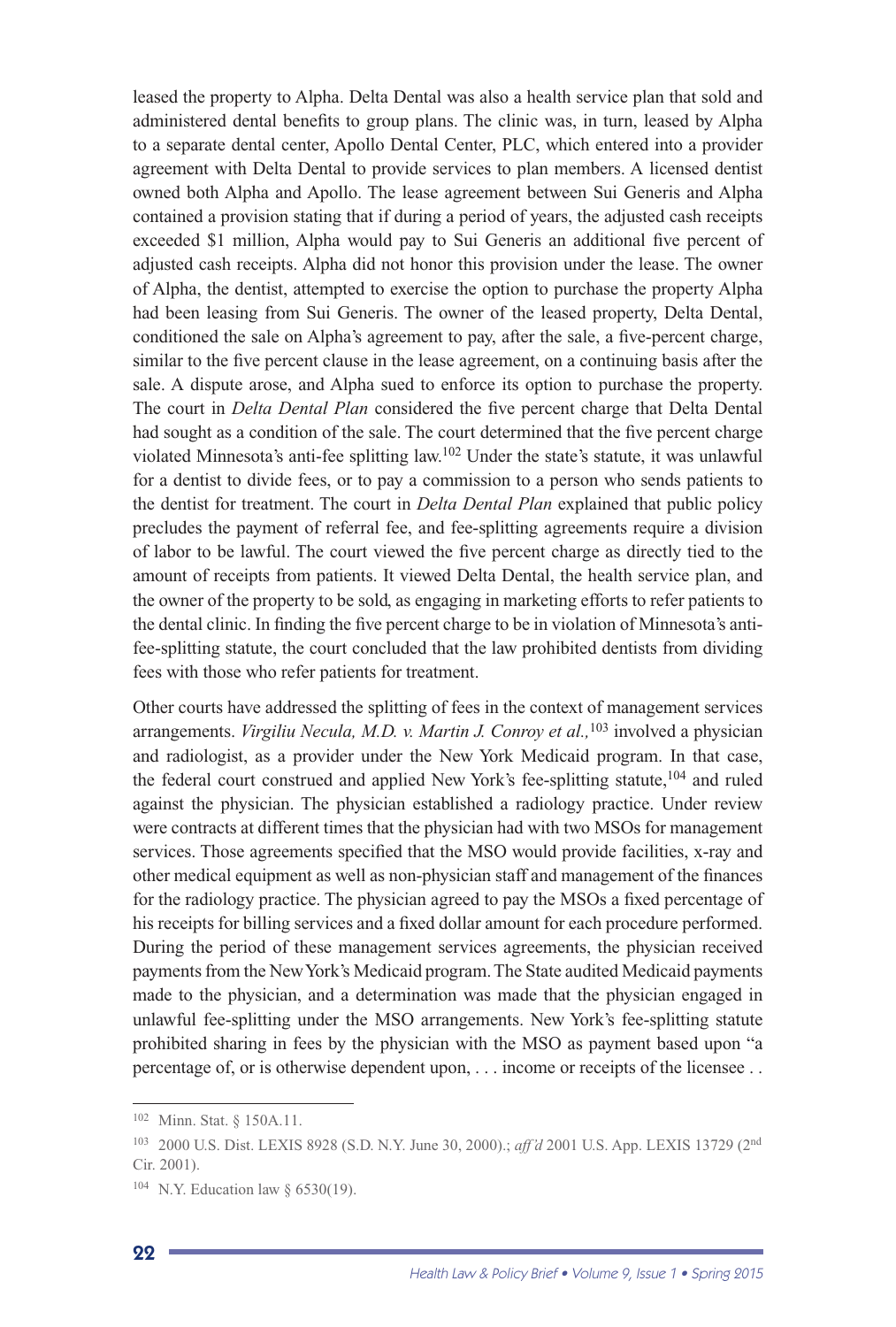leased the property to Alpha. Delta Dental was also a health service plan that sold and administered dental benefits to group plans. The clinic was, in turn, leased by Alpha to a separate dental center, Apollo Dental Center, PLC, which entered into a provider agreement with Delta Dental to provide services to plan members. A licensed dentist owned both Alpha and Apollo. The lease agreement between Sui Generis and Alpha contained a provision stating that if during a period of years, the adjusted cash receipts exceeded \$1 million, Alpha would pay to Sui Generis an additional five percent of adjusted cash receipts. Alpha did not honor this provision under the lease. The owner of Alpha, the dentist, attempted to exercise the option to purchase the property Alpha had been leasing from Sui Generis. The owner of the leased property, Delta Dental, conditioned the sale on Alpha's agreement to pay, after the sale, a five-percent charge, similar to the five percent clause in the lease agreement, on a continuing basis after the sale. A dispute arose, and Alpha sued to enforce its option to purchase the property. The court in *Delta Dental Plan* considered the five percent charge that Delta Dental had sought as a condition of the sale. The court determined that the five percent charge violated Minnesota's anti-fee splitting law.[102] Under the state's statute, it was unlawful for a dentist to divide fees, or to pay a commission to a person who sends patients to the dentist for treatment. The court in *Delta Dental Plan* explained that public policy precludes the payment of referral fee, and fee-splitting agreements require a division of labor to be lawful. The court viewed the five percent charge as directly tied to the amount of receipts from patients. It viewed Delta Dental, the health service plan, and the owner of the property to be sold, as engaging in marketing efforts to refer patients to the dental clinic. In finding the five percent charge to be in violation of Minnesota's anti-fee-splitting statute, the court concluded that the law prohibited dentists from dividing fees with those who refer patients for treatment.

Other courts have addressed the splitting of fees in the context of management services arrangements. *Virgiliu Necula, M.D. v. Martin J. Conroy et al.,*[103] involved a physician and radiologist, as a provider under the New York Medicaid program. In that case, the federal court construed and applied New York's fee-splitting statute,[104] and ruled against the physician. The physician established a radiology practice. Under review were contracts at different times that the physician had with two MSOs for management services. Those agreements specified that the MSO would provide facilities, x-ray and other medical equipment as well as non-physician staff and management of the finances for the radiology practice. The physician agreed to pay the MSOs a fixed percentage of his receipts for billing services and a fixed dollar amount for each procedure performed. During the period of these management services agreements, the physician received payments from the New York's Medicaid program. The State audited Medicaid payments made to the physician, and a determination was made that the physician engaged in unlawful fee-splitting under the MSO arrangements. New York's fee-splitting statute prohibited sharing in fees by the physician with the MSO as payment based upon "a percentage of, or is otherwise dependent upon, . . . income or receipts of the licensee . .

---

[102] Minn. Stat. § 150A.11.

[103] 2000 U.S. Dist. LEXIS 8928 (S.D. N.Y. June 30, 2000).; *aff'd* 2001 U.S. App. LEXIS 13729 (2nd Cir. 2001).

[104] N.Y. Education law § 6530(19).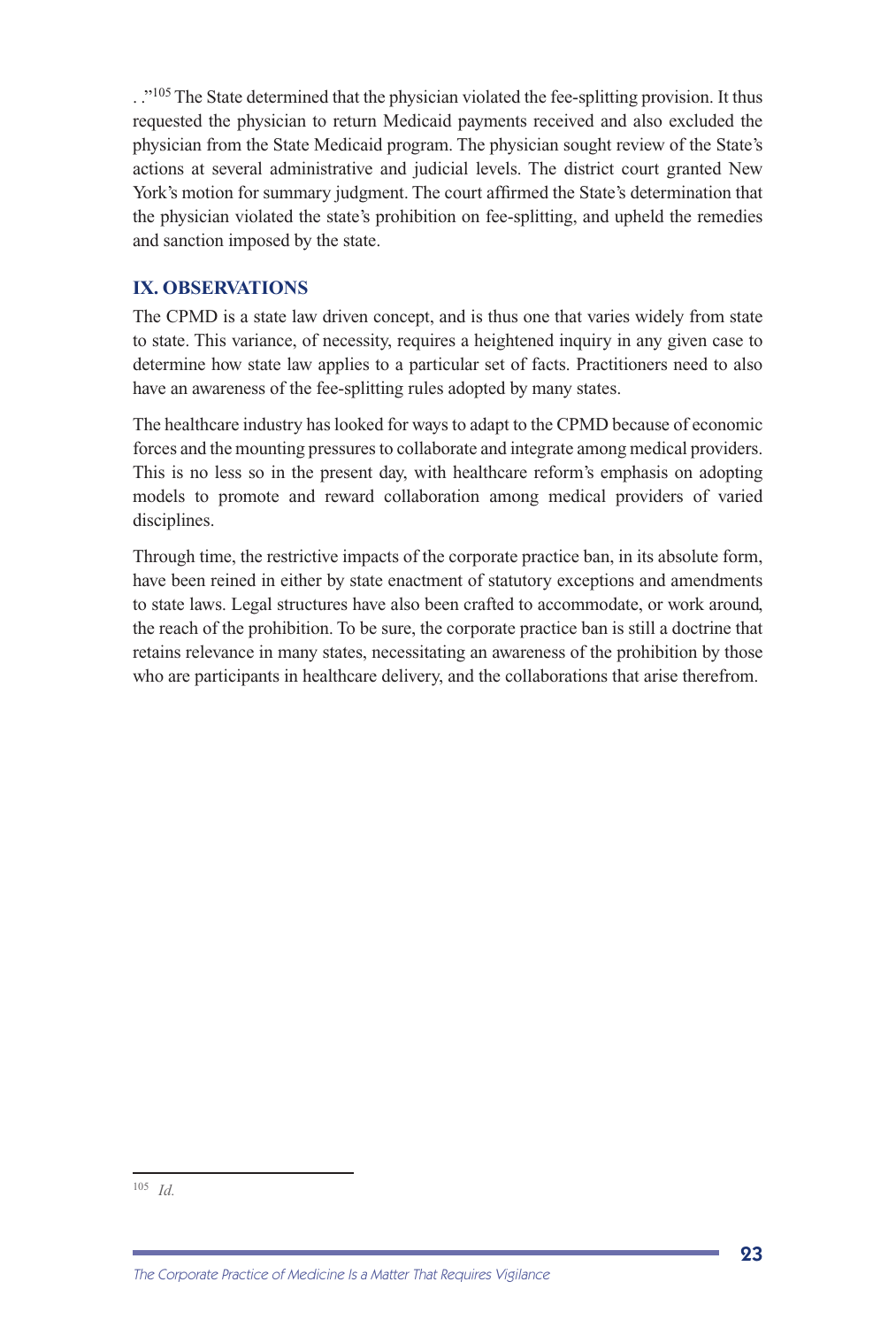. ."[105] The State determined that the physician violated the fee-splitting provision. It thus requested the physician to return Medicaid payments received and also excluded the physician from the State Medicaid program. The physician sought review of the State's actions at several administrative and judicial levels. The district court granted New York's motion for summary judgment. The court affirmed the State's determination that the physician violated the state's prohibition on fee-splitting, and upheld the remedies and sanction imposed by the state.

## IX. OBSERVATIONS

The CPMD is a state law driven concept, and is thus one that varies widely from state to state. This variance, of necessity, requires a heightened inquiry in any given case to determine how state law applies to a particular set of facts. Practitioners need to also have an awareness of the fee-splitting rules adopted by many states.

The healthcare industry has looked for ways to adapt to the CPMD because of economic forces and the mounting pressures to collaborate and integrate among medical providers. This is no less so in the present day, with healthcare reform's emphasis on adopting models to promote and reward collaboration among medical providers of varied disciplines.

Through time, the restrictive impacts of the corporate practice ban, in its absolute form, have been reined in either by state enactment of statutory exceptions and amendments to state laws. Legal structures have also been crafted to accommodate, or work around, the reach of the prohibition. To be sure, the corporate practice ban is still a doctrine that retains relevance in many states, necessitating an awareness of the prohibition by those who are participants in healthcare delivery, and the collaborations that arise therefrom.

---

[105] *Id.*